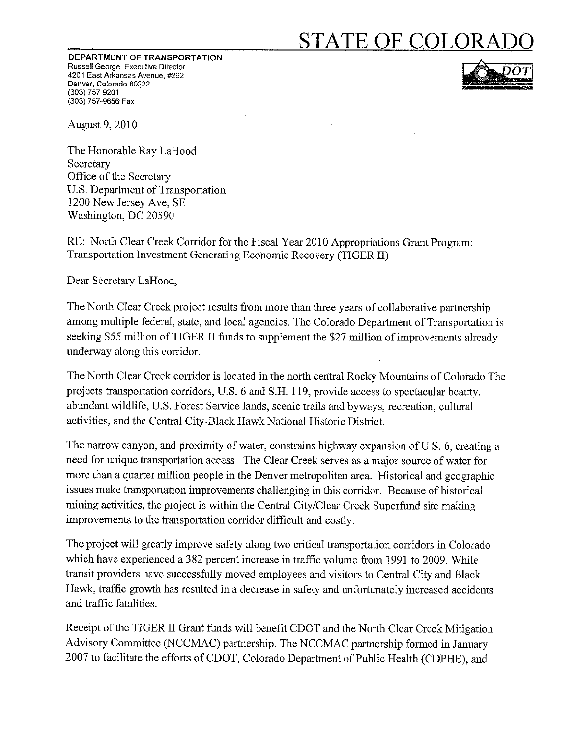# STATE OF COLORADO

**DEPARTMENT OF TRANSPORTATION**
Russell George, Executive Director
4201 East Arkansas Avenue, #262
Denver, Colorado 80222
(303) 757-9201
(303) 757-9656 Fax

August 9, 2010

The Honorable Ray LaHood
Secretary
Office of the Secretary
U.S. Department of Transportation
1200 New Jersey Ave, SE
Washington, DC 20590

RE: North Clear Creek Corridor for the Fiscal Year 2010 Appropriations Grant Program: Transportation Investment Generating Economic Recovery (TIGER II)

Dear Secretary LaHood,

The North Clear Creek project results from more than three years of collaborative partnership among multiple federal, state, and local agencies. The Colorado Department of Transportation is seeking $55 million of TIGER II funds to supplement the $27 million of improvements already underway along this corridor.

The North Clear Creek corridor is located in the north central Rocky Mountains of Colorado The projects transportation corridors, U.S. 6 and S.H. 119, provide access to spectacular beauty, abundant wildlife, U.S. Forest Service lands, scenic trails and byways, recreation, cultural activities, and the Central City-Black Hawk National Historic District.

The narrow canyon, and proximity of water, constrains highway expansion of U.S. 6, creating a need for unique transportation access. The Clear Creek serves as a major source of water for more than a quarter million people in the Denver metropolitan area. Historical and geographic issues make transportation improvements challenging in this corridor. Because of historical mining activities, the project is within the Central City/Clear Creek Superfund site making improvements to the transportation corridor difficult and costly.

The project will greatly improve safety along two critical transportation corridors in Colorado which have experienced a 382 percent increase in traffic volume from 1991 to 2009. While transit providers have successfully moved employees and visitors to Central City and Black Hawk, traffic growth has resulted in a decrease in safety and unfortunately increased accidents and traffic fatalities.

Receipt of the TIGER II Grant funds will benefit CDOT and the North Clear Creek Mitigation Advisory Committee (NCCMAC) partnership. The NCCMAC partnership formed in January 2007 to facilitate the efforts of CDOT, Colorado Department of Public Health (CDPHE), and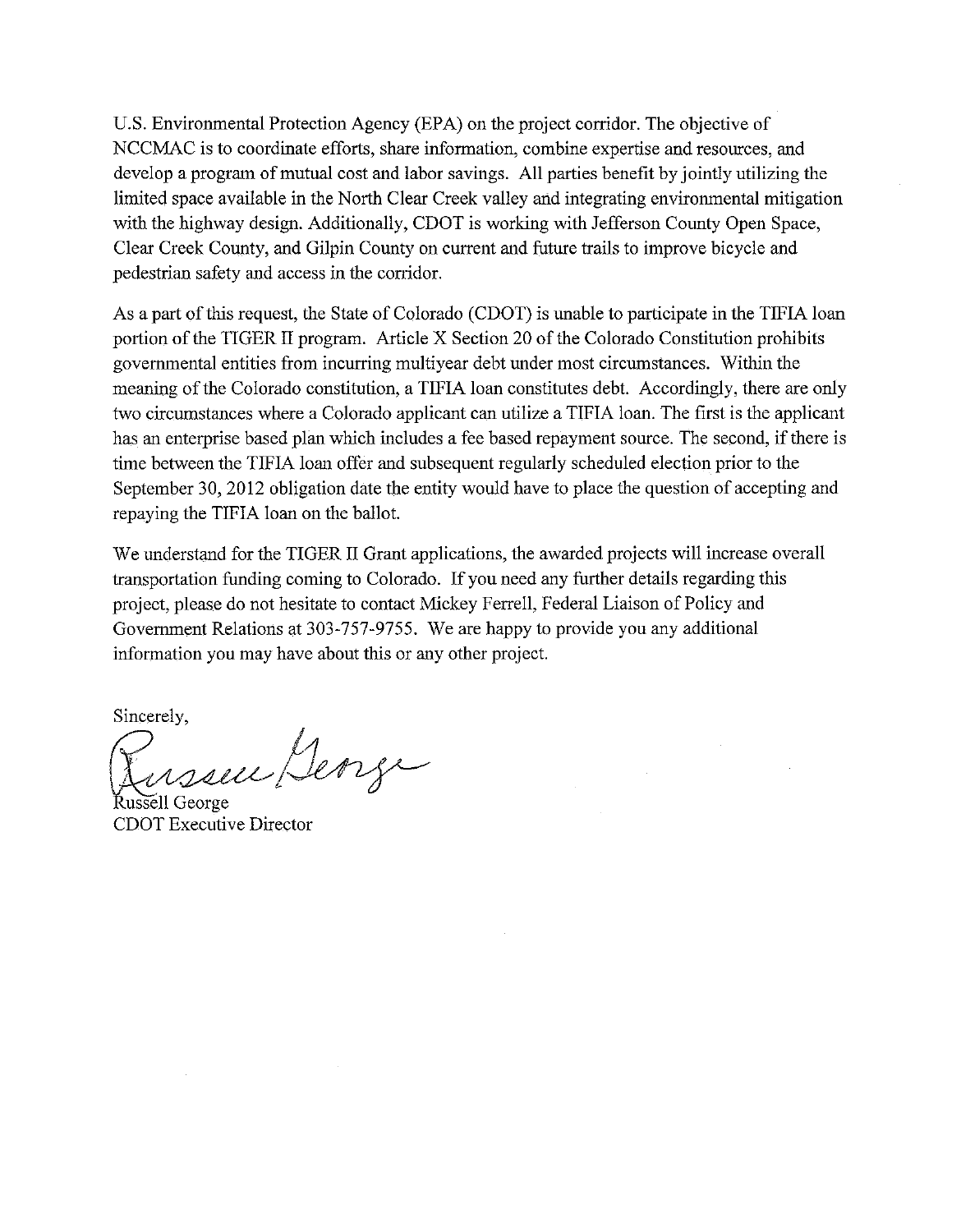U.S. Environmental Protection Agency (EPA) on the project corridor. The objective of NCCMAC is to coordinate efforts, share information, combine expertise and resources, and develop a program of mutual cost and labor savings. All parties benefit by jointly utilizing the limited space available in the North Clear Creek valley and integrating environmental mitigation with the highway design. Additionally, CDOT is working with Jefferson County Open Space, Clear Creek County, and Gilpin County on current and future trails to improve bicycle and pedestrian safety and access in the corridor.

As a part of this request, the State of Colorado (CDOT) is unable to participate in the TIFIA loan portion of the TIGER II program. Article X Section 20 of the Colorado Constitution prohibits governmental entities from incurring multiyear debt under most circumstances. Within the meaning of the Colorado constitution, a TIFIA loan constitutes debt. Accordingly, there are only two circumstances where a Colorado applicant can utilize a TIFIA loan. The first is the applicant has an enterprise based plan which includes a fee based repayment source. The second, if there is time between the TIFIA loan offer and subsequent regularly scheduled election prior to the September 30, 2012 obligation date the entity would have to place the question of accepting and repaying the TIFIA loan on the ballot.

We understand for the TIGER II Grant applications, the awarded projects will increase overall transportation funding coming to Colorado. If you need any further details regarding this project, please do not hesitate to contact Mickey Ferrell, Federal Liaison of Policy and Government Relations at 303-757-9755. We are happy to provide you any additional information you may have about this or any other project.

Sincerely,

Russell George
CDOT Executive Director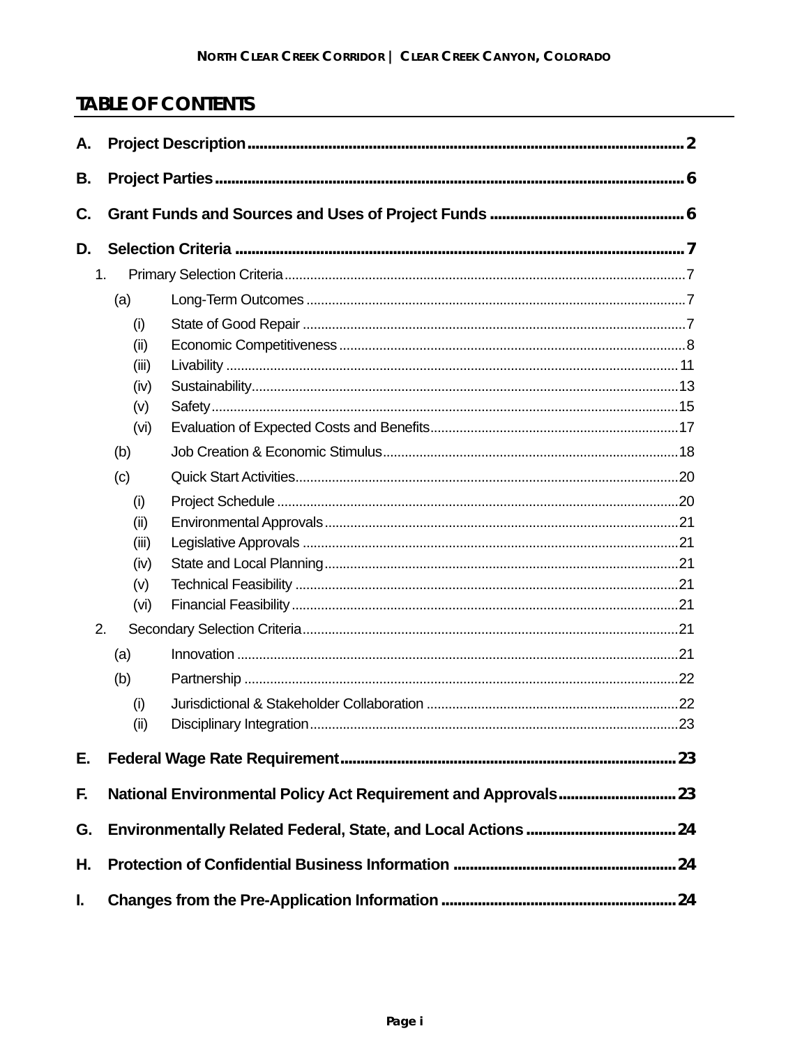# TABLE OF CONTENTS

**A. Project Description** .................................................. **2**

**B. Project Parties** .................................................. **6**

**C. Grant Funds and Sources and Uses of Project Funds** .................................................. **6**

**D. Selection Criteria** .................................................. **7**

- 1. Primary Selection Criteria .................................................. 7
  - (a) Long-Term Outcomes .................................................. 7
    - (i) State of Good Repair .................................................. 7
    - (ii) Economic Competitiveness .................................................. 8
    - (iii) Livability .................................................. 11
    - (iv) Sustainability .................................................. 13
    - (v) Safety .................................................. 15
    - (vi) Evaluation of Expected Costs and Benefits .................................................. 17
  - (b) Job Creation & Economic Stimulus .................................................. 18
  - (c) Quick Start Activities .................................................. 20
    - (i) Project Schedule .................................................. 20
    - (ii) Environmental Approvals .................................................. 21
    - (iii) Legislative Approvals .................................................. 21
    - (iv) State and Local Planning .................................................. 21
    - (v) Technical Feasibility .................................................. 21
    - (vi) Financial Feasibility .................................................. 21
- 2. Secondary Selection Criteria .................................................. 21
  - (a) Innovation .................................................. 21
  - (b) Partnership .................................................. 22
    - (i) Jurisdictional & Stakeholder Collaboration .................................................. 22
    - (ii) Disciplinary Integration .................................................. 23

**E. Federal Wage Rate Requirement** .................................................. **23**

**F. National Environmental Policy Act Requirement and Approvals** .................................................. **23**

**G. Environmentally Related Federal, State, and Local Actions** .................................................. **24**

**H. Protection of Confidential Business Information** .................................................. **24**

**I. Changes from the Pre-Application Information** .................................................. **24**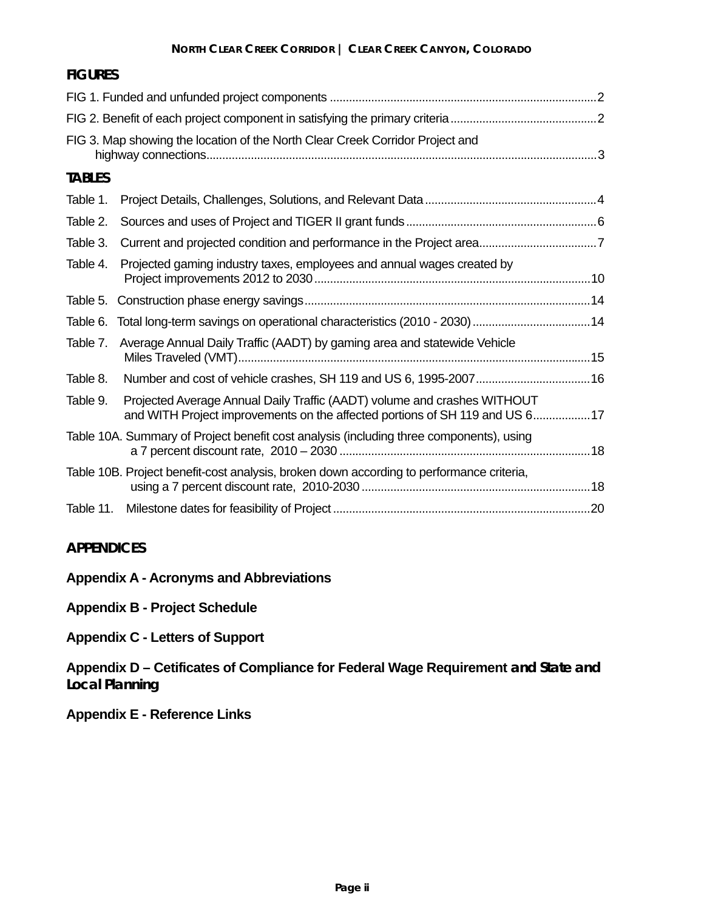## FIGURES

FIG 1. Funded and unfunded project components ..................................................................................2

FIG 2. Benefit of each project component in satisfying the primary criteria.............................................2

FIG 3. Map showing the location of the North Clear Creek Corridor Project and highway connections.........................................................................................................................3

## TABLES

Table 1. Project Details, Challenges, Solutions, and Relevant Data.....................................................4

Table 2. Sources and uses of Project and TIGER II grant funds...........................................................6

Table 3. Current and projected condition and performance in the Project area....................................7

Table 4. Projected gaming industry taxes, employees and annual wages created by Project improvements 2012 to 2030.....................................................................................10

Table 5. Construction phase energy savings.........................................................................................14

Table 6. Total long-term savings on operational characteristics (2010 - 2030).....................................14

Table 7. Average Annual Daily Traffic (AADT) by gaming area and statewide Vehicle Miles Traveled (VMT)..............................................................................................................15

Table 8. Number and cost of vehicle crashes, SH 119 and US 6, 1995-2007....................................16

Table 9. Projected Average Annual Daily Traffic (AADT) volume and crashes WITHOUT and WITH Project improvements on the affected portions of SH 119 and US 6.................17

Table 10A. Summary of Project benefit cost analysis (including three components), using a 7 percent discount rate, 2010 – 2030 ..............................................................................18

Table 10B. Project benefit-cost analysis, broken down according to performance criteria, using a 7 percent discount rate, 2010-2030 .......................................................................18

Table 11. Milestone dates for feasibility of Project ................................................................................20

## APPENDICES

**Appendix A - Acronyms and Abbreviations**

**Appendix B - Project Schedule**

**Appendix C - Letters of Support**

**Appendix D – Cetificates of Compliance for Federal Wage Requirement and State and Local Planning**

**Appendix E - Reference Links**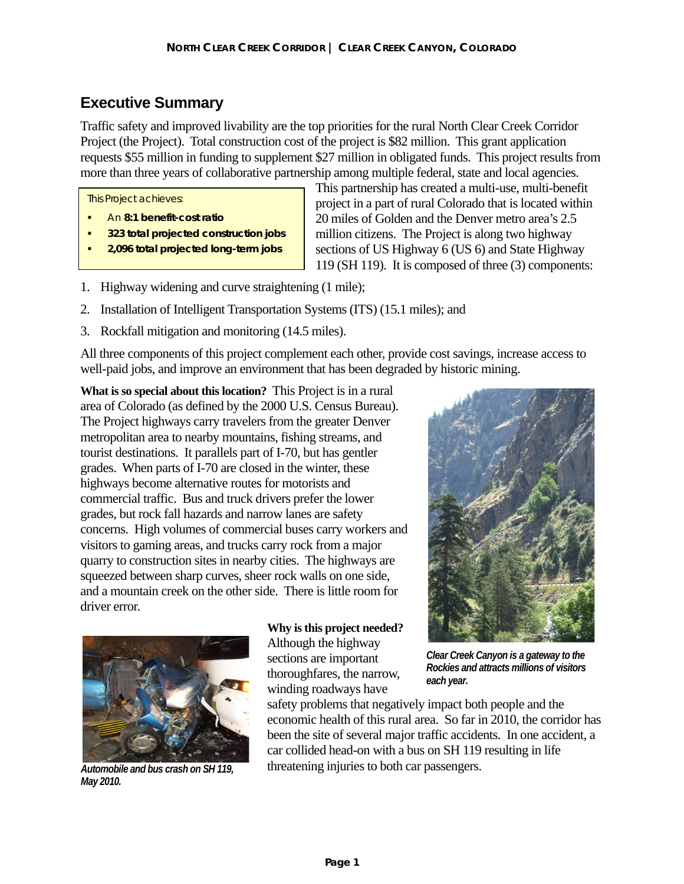## Executive Summary

Traffic safety and improved livability are the top priorities for the rural North Clear Creek Corridor Project (the Project). Total construction cost of the project is $82 million. This grant application requests $55 million in funding to supplement $27 million in obligated funds. This project results from more than three years of collaborative partnership among multiple federal, state and local agencies. This partnership has created a multi-use, multi-benefit project in a part of rural Colorado that is located within 20 miles of Golden and the Denver metro area's 2.5 million citizens. The Project is along two highway sections of US Highway 6 (US 6) and State Highway 119 (SH 119). It is composed of three (3) components:

> This Project achieves:
>
> - An **8:1 benefit-cost ratio**
> - **323 total projected construction jobs**
> - **2,096 total projected long-term jobs**

1. Highway widening and curve straightening (1 mile);
2. Installation of Intelligent Transportation Systems (ITS) (15.1 miles); and
3. Rockfall mitigation and monitoring (14.5 miles).

All three components of this project complement each other, provide cost savings, increase access to well-paid jobs, and improve an environment that has been degraded by historic mining.

**What is so special about this location?** This Project is in a rural area of Colorado (as defined by the 2000 U.S. Census Bureau). The Project highways carry travelers from the greater Denver metropolitan area to nearby mountains, fishing streams, and tourist destinations. It parallels part of I-70, but has gentler grades. When parts of I-70 are closed in the winter, these highways become alternative routes for motorists and commercial traffic. Bus and truck drivers prefer the lower grades, but rock fall hazards and narrow lanes are safety concerns. High volumes of commercial buses carry workers and visitors to gaming areas, and trucks carry rock from a major quarry to construction sites in nearby cities. The highways are squeezed between sharp curves, sheer rock walls on one side, and a mountain creek on the other side. There is little room for driver error.

*Clear Creek Canyon is a gateway to the Rockies and attracts millions of visitors each year.*

**Why is this project needed?** Although the highway sections are important thoroughfares, the narrow, winding roadways have safety problems that negatively impact both people and the economic health of this rural area. So far in 2010, the corridor has been the site of several major traffic accidents. In one accident, a car collided head-on with a bus on SH 119 resulting in life threatening injuries to both car passengers.

*Automobile and bus crash on SH 119, May 2010.*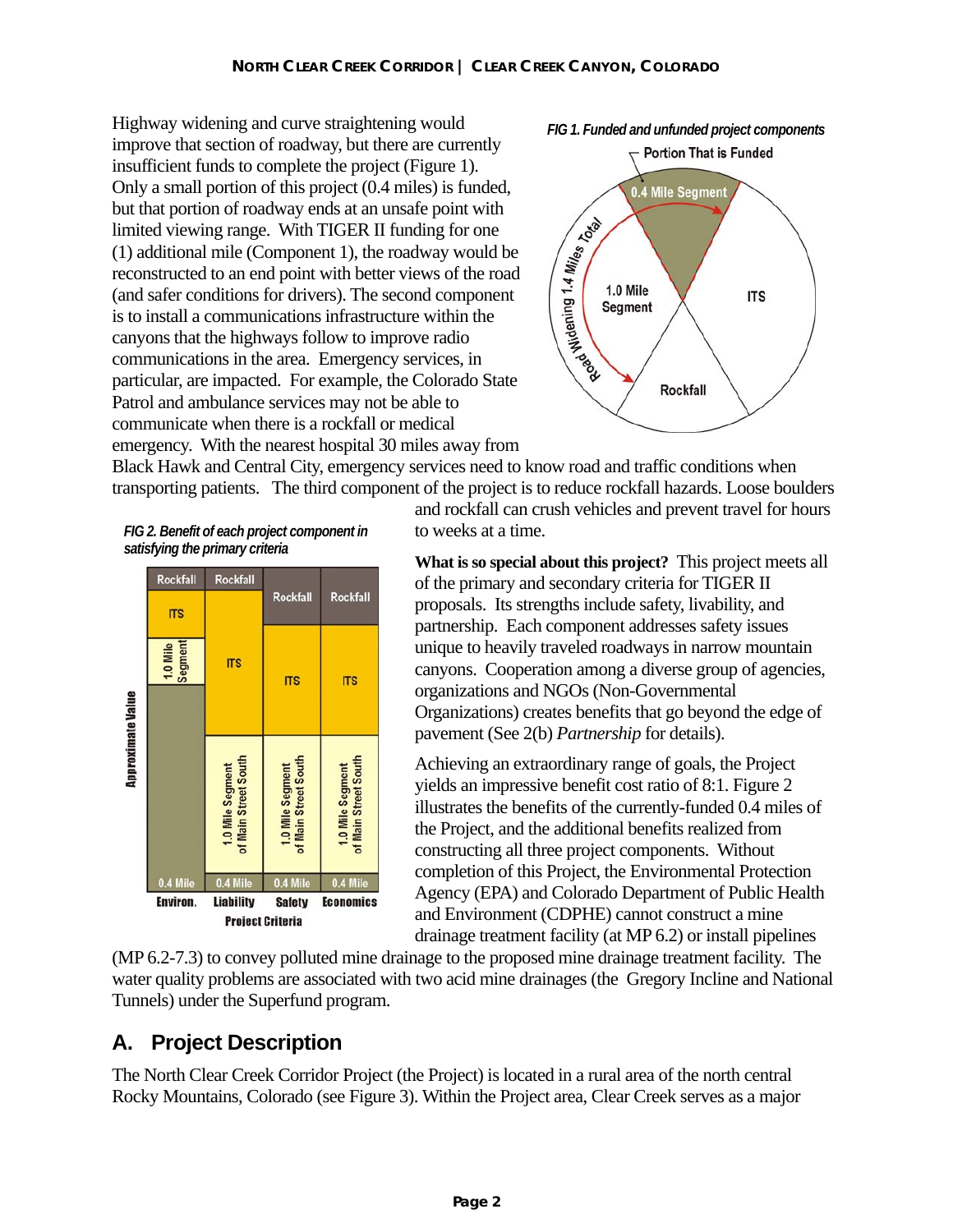Highway widening and curve straightening would improve that section of roadway, but there are currently insufficient funds to complete the project (Figure 1). Only a small portion of this project (0.4 miles) is funded, but that portion of roadway ends at an unsafe point with limited viewing range. With TIGER II funding for one (1) additional mile (Component 1), the roadway would be reconstructed to an end point with better views of the road (and safer conditions for drivers). The second component is to install a communications infrastructure within the canyons that the highways follow to improve radio communications in the area. Emergency services, in particular, are impacted. For example, the Colorado State Patrol and ambulance services may not be able to communicate when there is a rockfall or medical emergency. With the nearest hospital 30 miles away from Black Hawk and Central City, emergency services need to know road and traffic conditions when transporting patients. The third component of the project is to reduce rockfall hazards. Loose boulders and rockfall can crush vehicles and prevent travel for hours to weeks at a time.

*FIG 1. Funded and unfunded project components*

*FIG 2. Benefit of each project component in satisfying the primary criteria*

**What is so special about this project?** This project meets all of the primary and secondary criteria for TIGER II proposals. Its strengths include safety, livability, and partnership. Each component addresses safety issues unique to heavily traveled roadways in narrow mountain canyons. Cooperation among a diverse group of agencies, organizations and NGOs (Non-Governmental Organizations) creates benefits that go beyond the edge of pavement (See 2(b) *Partnership* for details).

Achieving an extraordinary range of goals, the Project yields an impressive benefit cost ratio of 8:1. Figure 2 illustrates the benefits of the currently-funded 0.4 miles of the Project, and the additional benefits realized from constructing all three project components. Without completion of this Project, the Environmental Protection Agency (EPA) and Colorado Department of Public Health and Environment (CDPHE) cannot construct a mine drainage treatment facility (at MP 6.2) or install pipelines (MP 6.2-7.3) to convey polluted mine drainage to the proposed mine drainage treatment facility. The water quality problems are associated with two acid mine drainages (the Gregory Incline and National Tunnels) under the Superfund program.

## A. Project Description

The North Clear Creek Corridor Project (the Project) is located in a rural area of the north central Rocky Mountains, Colorado (see Figure 3). Within the Project area, Clear Creek serves as a major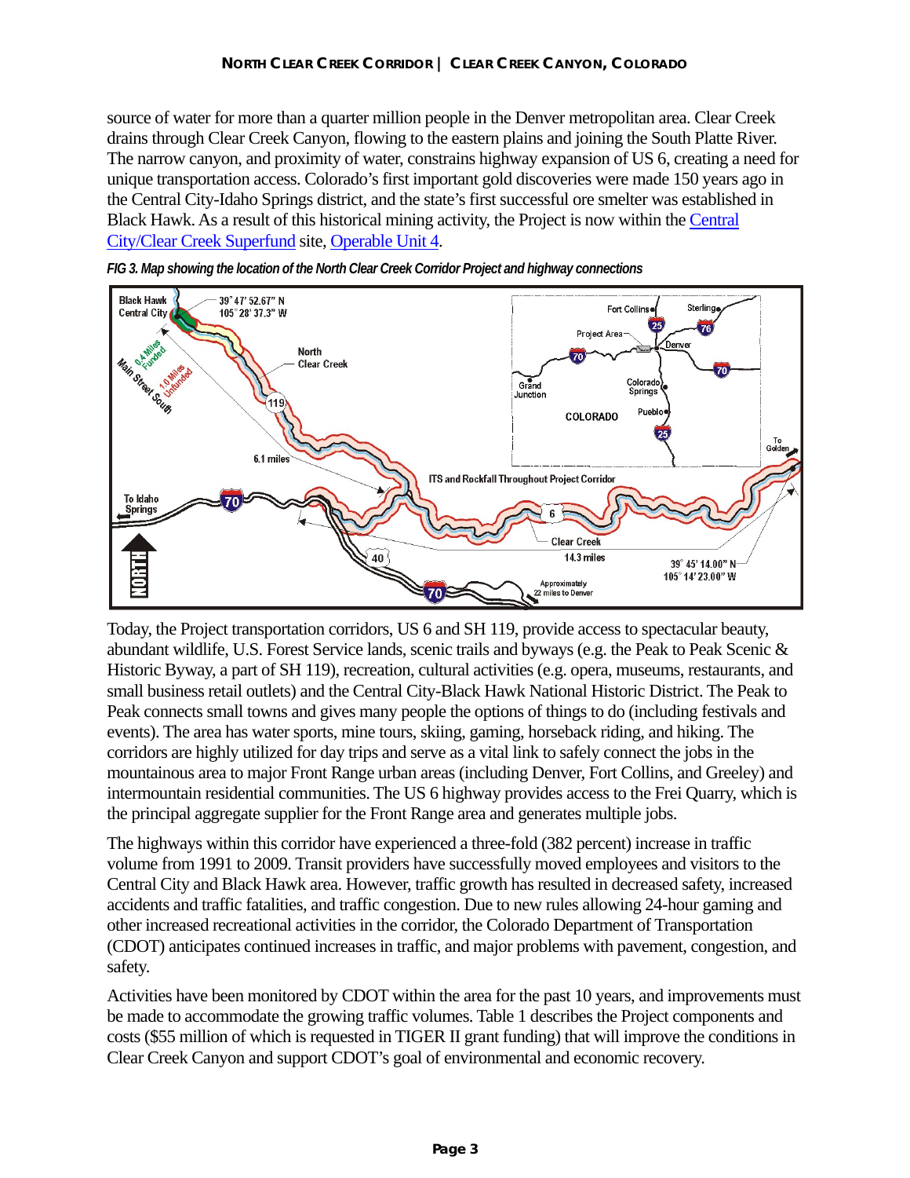source of water for more than a quarter million people in the Denver metropolitan area. Clear Creek drains through Clear Creek Canyon, flowing to the eastern plains and joining the South Platte River. The narrow canyon, and proximity of water, constrains highway expansion of US 6, creating a need for unique transportation access. Colorado's first important gold discoveries were made 150 years ago in the Central City-Idaho Springs district, and the state's first successful ore smelter was established in Black Hawk. As a result of this historical mining activity, the Project is now within the Central City/Clear Creek Superfund site, Operable Unit 4.

*FIG 3. Map showing the location of the North Clear Creek Corridor Project and highway connections*

Today, the Project transportation corridors, US 6 and SH 119, provide access to spectacular beauty, abundant wildlife, U.S. Forest Service lands, scenic trails and byways (e.g. the Peak to Peak Scenic & Historic Byway, a part of SH 119), recreation, cultural activities (e.g. opera, museums, restaurants, and small business retail outlets) and the Central City-Black Hawk National Historic District. The Peak to Peak connects small towns and gives many people the options of things to do (including festivals and events). The area has water sports, mine tours, skiing, gaming, horseback riding, and hiking. The corridors are highly utilized for day trips and serve as a vital link to safely connect the jobs in the mountainous area to major Front Range urban areas (including Denver, Fort Collins, and Greeley) and intermountain residential communities. The US 6 highway provides access to the Frei Quarry, which is the principal aggregate supplier for the Front Range area and generates multiple jobs.

The highways within this corridor have experienced a three-fold (382 percent) increase in traffic volume from 1991 to 2009. Transit providers have successfully moved employees and visitors to the Central City and Black Hawk area. However, traffic growth has resulted in decreased safety, increased accidents and traffic fatalities, and traffic congestion. Due to new rules allowing 24-hour gaming and other increased recreational activities in the corridor, the Colorado Department of Transportation (CDOT) anticipates continued increases in traffic, and major problems with pavement, congestion, and safety.

Activities have been monitored by CDOT within the area for the past 10 years, and improvements must be made to accommodate the growing traffic volumes. Table 1 describes the Project components and costs ($55 million of which is requested in TIGER II grant funding) that will improve the conditions in Clear Creek Canyon and support CDOT's goal of environmental and economic recovery.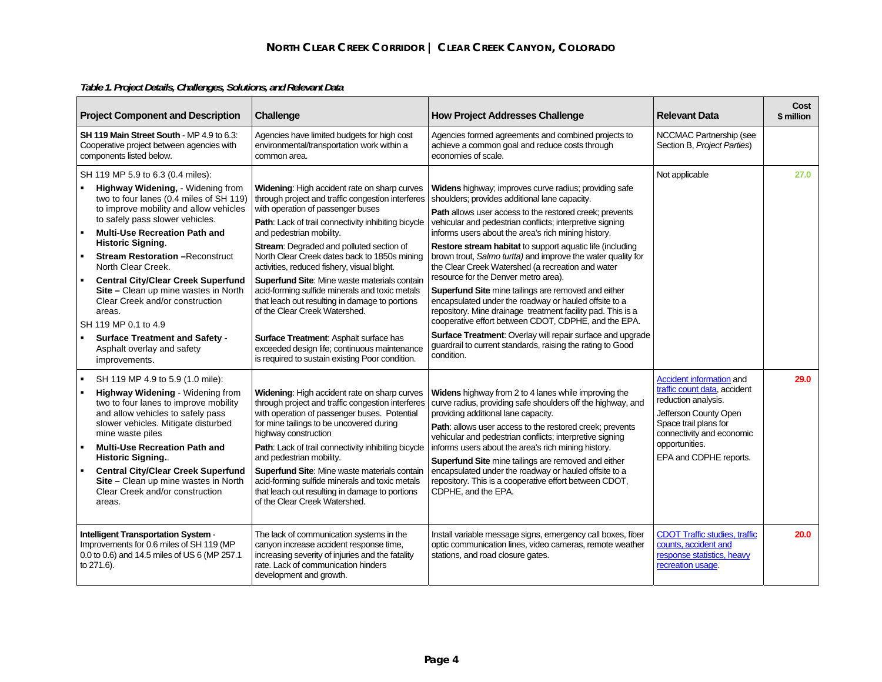*Table 1. Project Details, Challenges, Solutions, and Relevant Data*

| Project Component and Description | Challenge | How Project Addresses Challenge | Relevant Data | Cost $ million |
|---|---|---|---|---|
| **SH 119 Main Street South** - MP 4.9 to 6.3: Cooperative project between agencies with components listed below. | Agencies have limited budgets for high cost environmental/transportation work within a common area. | Agencies formed agreements and combined projects to achieve a common goal and reduce costs through economies of scale. | NCCMAC Partnership (see Section B, *Project Parties*) | |
| SH 119 MP 5.9 to 6.3 (0.4 miles):<br>▪ **Highway Widening,** - Widening from two to four lanes (0.4 miles of SH 119) to improve mobility and allow vehicles to safely pass slower vehicles.<br>▪ **Multi-Use Recreation Path and Historic Signing**.<br>▪ **Stream Restoration** –Reconstruct North Clear Creek.<br>▪ **Central City/Clear Creek Superfund Site –** Clean up mine wastes in North Clear Creek and/or construction areas.<br>SH 119 MP 0.1 to 4.9<br>▪ **Surface Treatment and Safety -** Asphalt overlay and safety improvements. | **Widening**: High accident rate on sharp curves through project and traffic congestion interferes with operation of passenger buses<br>**Path**: Lack of trail connectivity inhibiting bicycle and pedestrian mobility.<br>**Stream**: Degraded and polluted section of North Clear Creek dates back to 1850s mining activities, reduced fishery, visual blight.<br>**Superfund Site**: Mine waste materials contain acid-forming sulfide minerals and toxic metals that leach out resulting in damage to portions of the Clear Creek Watershed.<br>**Surface Treatment**: Asphalt surface has exceeded design life; continuous maintenance is required to sustain existing Poor condition. | **Widens** highway; improves curve radius; providing safe shoulders; provides additional lane capacity.<br>**Path** allows user access to the restored creek; prevents vehicular and pedestrian conflicts; interpretive signing informs users about the area's rich mining history.<br>**Restore stream habitat** to support aquatic life (including brown trout, *Salmo turtta)* and improve the water quality for the Clear Creek Watershed (a recreation and water resource for the Denver metro area).<br>**Superfund Site** mine tailings are removed and either encapsulated under the roadway or hauled offsite to a repository. Mine drainage treatment facility pad. This is a cooperative effort between CDOT, CDPHE, and the EPA.<br>**Surface Treatment**: Overlay will repair surface and upgrade guardrail to current standards, raising the rating to Good condition. | Not applicable | 27.0 |
| ▪ SH 119 MP 4.9 to 5.9 (1.0 mile):<br>▪ **Highway Widening** - Widening from two to four lanes to improve mobility and allow vehicles to safely pass slower vehicles. Mitigate disturbed mine waste piles<br>▪ **Multi-Use Recreation Path and Historic Signing.**.<br>▪ **Central City/Clear Creek Superfund Site –** Clean up mine wastes in North Clear Creek and/or construction areas. | **Widening**: High accident rate on sharp curves through project and traffic congestion interferes with operation of passenger buses. Potential for mine tailings to be uncovered during highway construction<br>**Path**: Lack of trail connectivity inhibiting bicycle and pedestrian mobility.<br>**Superfund Site**: Mine waste materials contain acid-forming sulfide minerals and toxic metals that leach out resulting in damage to portions of the Clear Creek Watershed. | **Widens** highway from 2 to 4 lanes while improving the curve radius, providing safe shoulders off the highway, and providing additional lane capacity.<br>**Path**: allows user access to the restored creek; prevents vehicular and pedestrian conflicts; interpretive signing informs users about the area's rich mining history.<br>**Superfund Site** mine tailings are removed and either encapsulated under the roadway or hauled offsite to a repository. This is a cooperative effort between CDOT, CDPHE, and the EPA. | Accident information and traffic count data, accident reduction analysis.<br>Jefferson County Open Space trail plans for connectivity and economic opportunities.<br>EPA and CDPHE reports. | 29.0 |
| **Intelligent Transportation System** - Improvements for 0.6 miles of SH 119 (MP 0.0 to 0.6) and 14.5 miles of US 6 (MP 257.1 to 271.6). | The lack of communication systems in the canyon increase accident response time, increasing severity of injuries and the fatality rate. Lack of communication hinders development and growth. | Install variable message signs, emergency call boxes, fiber optic communication lines, video cameras, remote weather stations, and road closure gates. | CDOT Traffic studies, traffic counts, accident and response statistics, heavy recreation usage. | 20.0 |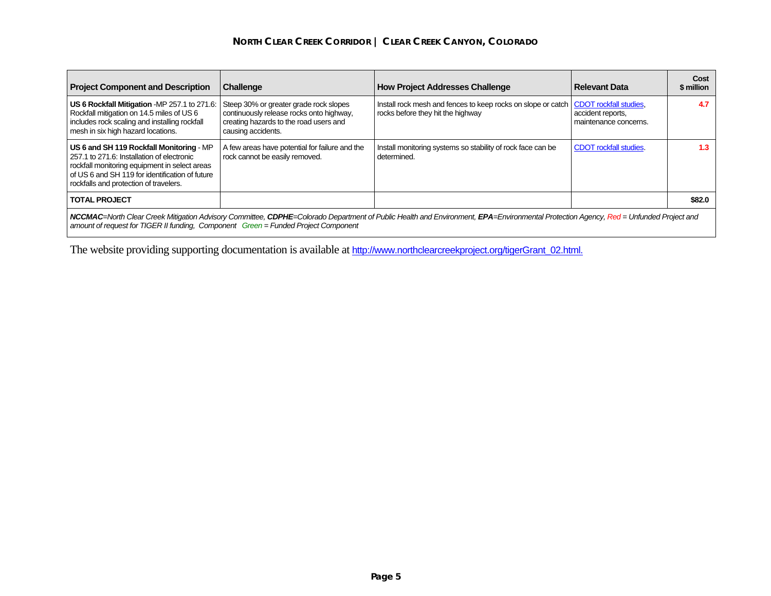| Project Component and Description | Challenge | How Project Addresses Challenge | Relevant Data | Cost $ million |
|---|---|---|---|---|
| **US 6 Rockfall Mitigation** -MP 257.1 to 271.6: Rockfall mitigation on 14.5 miles of US 6 includes rock scaling and installing rockfall mesh in six high hazard locations. | Steep 30% or greater grade rock slopes continuously release rocks onto highway, creating hazards to the road users and causing accidents. | Install rock mesh and fences to keep rocks on slope or catch rocks before they hit the highway | CDOT rockfall studies, accident reports, maintenance concerns. | 4.7 |
| **US 6 and SH 119 Rockfall Monitoring** - MP 257.1 to 271.6: Installation of electronic rockfall monitoring equipment in select areas of US 6 and SH 119 for identification of future rockfalls and protection of travelers. | A few areas have potential for failure and the rock cannot be easily removed. | Install monitoring systems so stability of rock face can be determined. | CDOT rockfall studies. | 1.3 |
| **TOTAL PROJECT** | | | | **$82.0** |

***NCCMAC****=North Clear Creek Mitigation Advisory Committee,* ***CDPHE****=Colorado Department of Public Health and Environment,* ***EPA****=Environmental Protection Agency, Red = Unfunded Project and amount of request for TIGER II funding, Component Green = Funded Project Component*

The website providing supporting documentation is available at http://www.northclearcreekproject.org/tigerGrant_02.html.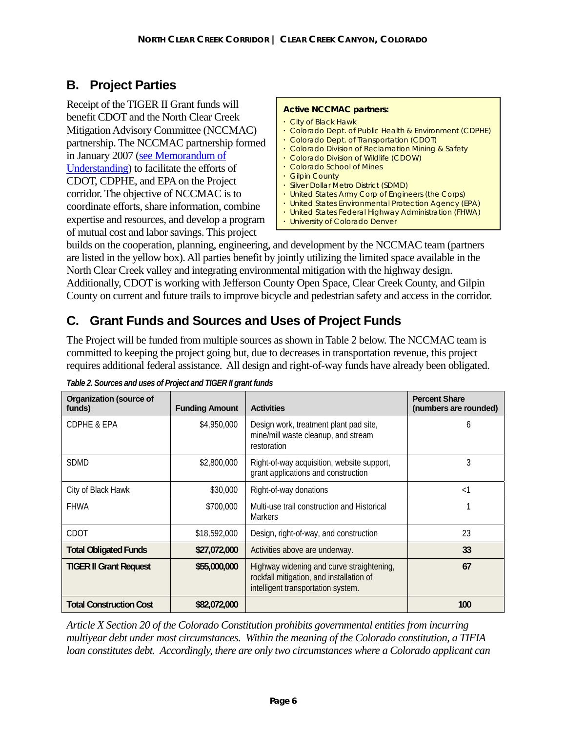## B. Project Parties

Receipt of the TIGER II Grant funds will benefit CDOT and the North Clear Creek Mitigation Advisory Committee (NCCMAC) partnership. The NCCMAC partnership formed in January 2007 ([see Memorandum of Understanding]) to facilitate the efforts of CDOT, CDPHE, and EPA on the Project corridor. The objective of NCCMAC is to coordinate efforts, share information, combine expertise and resources, and develop a program of mutual cost and labor savings. This project builds on the cooperation, planning, engineering, and development by the NCCMAC team (partners are listed in the yellow box). All parties benefit by jointly utilizing the limited space available in the North Clear Creek valley and integrating environmental mitigation with the highway design. Additionally, CDOT is working with Jefferson County Open Space, Clear Creek County, and Gilpin County on current and future trails to improve bicycle and pedestrian safety and access in the corridor.

**Active NCCMAC partners:**

- City of Black Hawk
- Colorado Dept. of Public Health & Environment (CDPHE)
- Colorado Dept. of Transportation (CDOT)
- Colorado Division of Reclamation Mining & Safety
- Colorado Division of Wildlife (CDOW)
- Colorado School of Mines
- Gilpin County
- Silver Dollar Metro District (SDMD)
- United States Army Corp of Engineers (the Corps)
- United States Environmental Protection Agency (EPA)
- United States Federal Highway Administration (FHWA)
- University of Colorado Denver

## C. Grant Funds and Sources and Uses of Project Funds

The Project will be funded from multiple sources as shown in Table 2 below. The NCCMAC team is committed to keeping the project going but, due to decreases in transportation revenue, this project requires additional federal assistance. All design and right-of-way funds have already been obligated.

*Table 2. Sources and uses of Project and TIGER II grant funds*

| Organization (source of funds) | Funding Amount | Activities | Percent Share (numbers are rounded) |
|---|---|---|---|
| CDPHE & EPA | $4,950,000 | Design work, treatment plant pad site, mine/mill waste cleanup, and stream restoration | 6 |
| SDMD | $2,800,000 | Right-of-way acquisition, website support, grant applications and construction | 3 |
| City of Black Hawk | $30,000 | Right-of-way donations | <1 |
| FHWA | $700,000 | Multi-use trail construction and Historical Markers | 1 |
| CDOT | $18,592,000 | Design, right-of-way, and construction | 23 |
| **Total Obligated Funds** | **$27,072,000** | Activities above are underway. | **33** |
| **TIGER II Grant Request** | **$55,000,000** | Highway widening and curve straightening, rockfall mitigation, and installation of intelligent transportation system. | **67** |
| **Total Construction Cost** | **$82,072,000** | | **100** |

*Article X Section 20 of the Colorado Constitution prohibits governmental entities from incurring multiyear debt under most circumstances. Within the meaning of the Colorado constitution, a TIFIA loan constitutes debt. Accordingly, there are only two circumstances where a Colorado applicant can*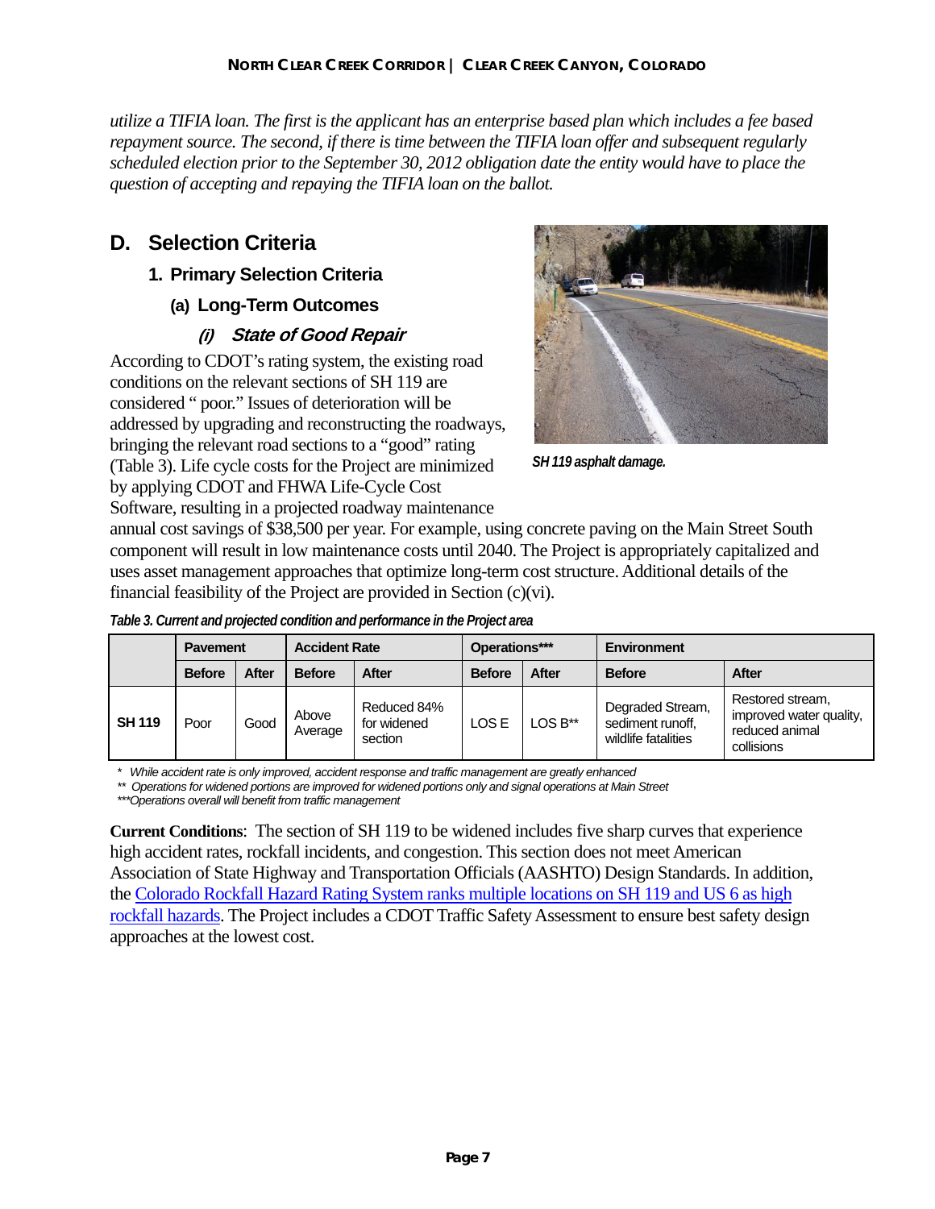*utilize a TIFIA loan. The first is the applicant has an enterprise based plan which includes a fee based repayment source. The second, if there is time between the TIFIA loan offer and subsequent regularly scheduled election prior to the September 30, 2012 obligation date the entity would have to place the question of accepting and repaying the TIFIA loan on the ballot.*

## D. Selection Criteria

### 1. Primary Selection Criteria

#### (a) Long-Term Outcomes

##### *(i) State of Good Repair*

According to CDOT's rating system, the existing road conditions on the relevant sections of SH 119 are considered " poor." Issues of deterioration will be addressed by upgrading and reconstructing the roadways, bringing the relevant road sections to a "good" rating (Table 3). Life cycle costs for the Project are minimized by applying CDOT and FHWA Life-Cycle Cost Software, resulting in a projected roadway maintenance annual cost savings of $38,500 per year. For example, using concrete paving on the Main Street South component will result in low maintenance costs until 2040. The Project is appropriately capitalized and uses asset management approaches that optimize long-term cost structure. Additional details of the financial feasibility of the Project are provided in Section (c)(vi).

***SH 119 asphalt damage.***

***Table 3. Current and projected condition and performance in the Project area***

| | Pavement | | Accident Rate | | Operations*** | | Environment | |
|---|---|---|---|---|---|---|---|---|
| | Before | After | Before | After | Before | After | Before | After |
| **SH 119** | Poor | Good | Above Average | Reduced 84% for widened section | LOS E | LOS B** | Degraded Stream, sediment runoff, wildlife fatalities | Restored stream, improved water quality, reduced animal collisions |

*\* While accident rate is only improved, accident response and traffic management are greatly enhanced*
*\*\* Operations for widened portions are improved for widened portions only and signal operations at Main Street*
*\*\*\*Operations overall will benefit from traffic management*

**Current Conditions**: The section of SH 119 to be widened includes five sharp curves that experience high accident rates, rockfall incidents, and congestion. This section does not meet American Association of State Highway and Transportation Officials (AASHTO) Design Standards. In addition, the Colorado Rockfall Hazard Rating System ranks multiple locations on SH 119 and US 6 as high rockfall hazards. The Project includes a CDOT Traffic Safety Assessment to ensure best safety design approaches at the lowest cost.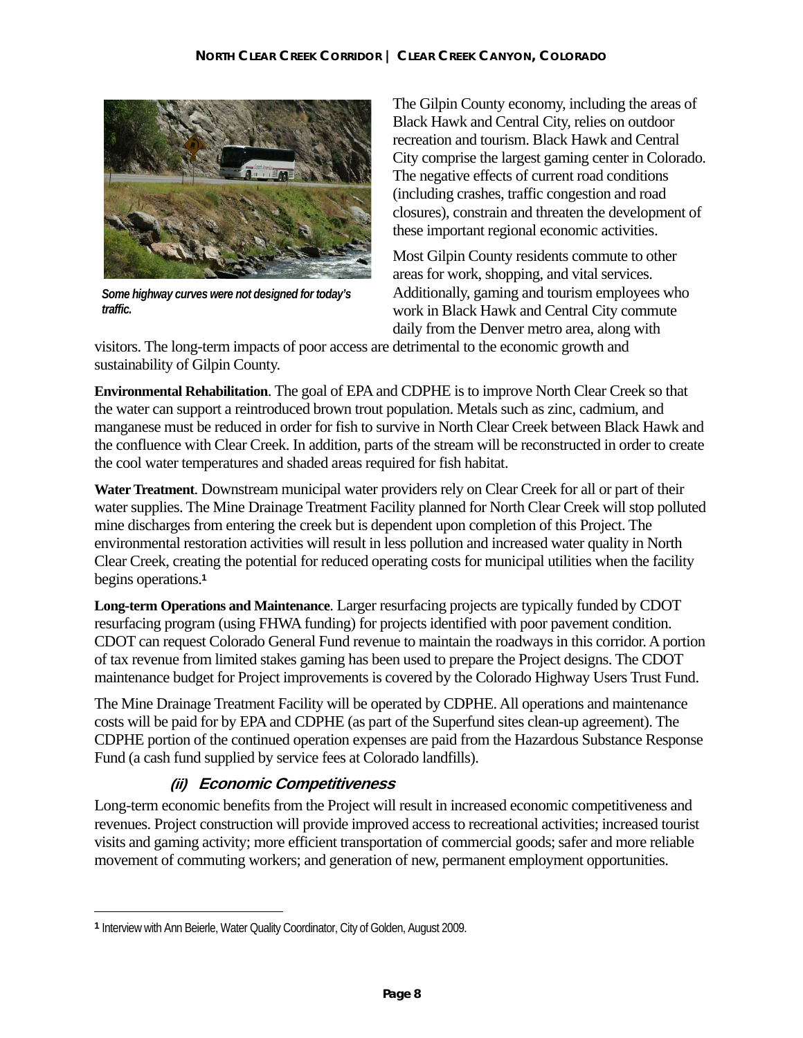*Some highway curves were not designed for today's traffic.*

The Gilpin County economy, including the areas of Black Hawk and Central City, relies on outdoor recreation and tourism. Black Hawk and Central City comprise the largest gaming center in Colorado. The negative effects of current road conditions (including crashes, traffic congestion and road closures), constrain and threaten the development of these important regional economic activities.

Most Gilpin County residents commute to other areas for work, shopping, and vital services. Additionally, gaming and tourism employees who work in Black Hawk and Central City commute daily from the Denver metro area, along with visitors. The long-term impacts of poor access are detrimental to the economic growth and sustainability of Gilpin County.

**Environmental Rehabilitation**. The goal of EPA and CDPHE is to improve North Clear Creek so that the water can support a reintroduced brown trout population. Metals such as zinc, cadmium, and manganese must be reduced in order for fish to survive in North Clear Creek between Black Hawk and the confluence with Clear Creek. In addition, parts of the stream will be reconstructed in order to create the cool water temperatures and shaded areas required for fish habitat.

**Water Treatment**. Downstream municipal water providers rely on Clear Creek for all or part of their water supplies. The Mine Drainage Treatment Facility planned for North Clear Creek will stop polluted mine discharges from entering the creek but is dependent upon completion of this Project. The environmental restoration activities will result in less pollution and increased water quality in North Clear Creek, creating the potential for reduced operating costs for municipal utilities when the facility begins operations.[1]

**Long-term Operations and Maintenance**. Larger resurfacing projects are typically funded by CDOT resurfacing program (using FHWA funding) for projects identified with poor pavement condition. CDOT can request Colorado General Fund revenue to maintain the roadways in this corridor. A portion of tax revenue from limited stakes gaming has been used to prepare the Project designs. The CDOT maintenance budget for Project improvements is covered by the Colorado Highway Users Trust Fund.

The Mine Drainage Treatment Facility will be operated by CDPHE. All operations and maintenance costs will be paid for by EPA and CDPHE (as part of the Superfund sites clean-up agreement). The CDPHE portion of the continued operation expenses are paid from the Hazardous Substance Response Fund (a cash fund supplied by service fees at Colorado landfills).

#### *(ii) Economic Competitiveness*

Long-term economic benefits from the Project will result in increased economic competitiveness and revenues. Project construction will provide improved access to recreational activities; increased tourist visits and gaming activity; more efficient transportation of commercial goods; safer and more reliable movement of commuting workers; and generation of new, permanent employment opportunities.

---

[1] Interview with Ann Beierle, Water Quality Coordinator, City of Golden, August 2009.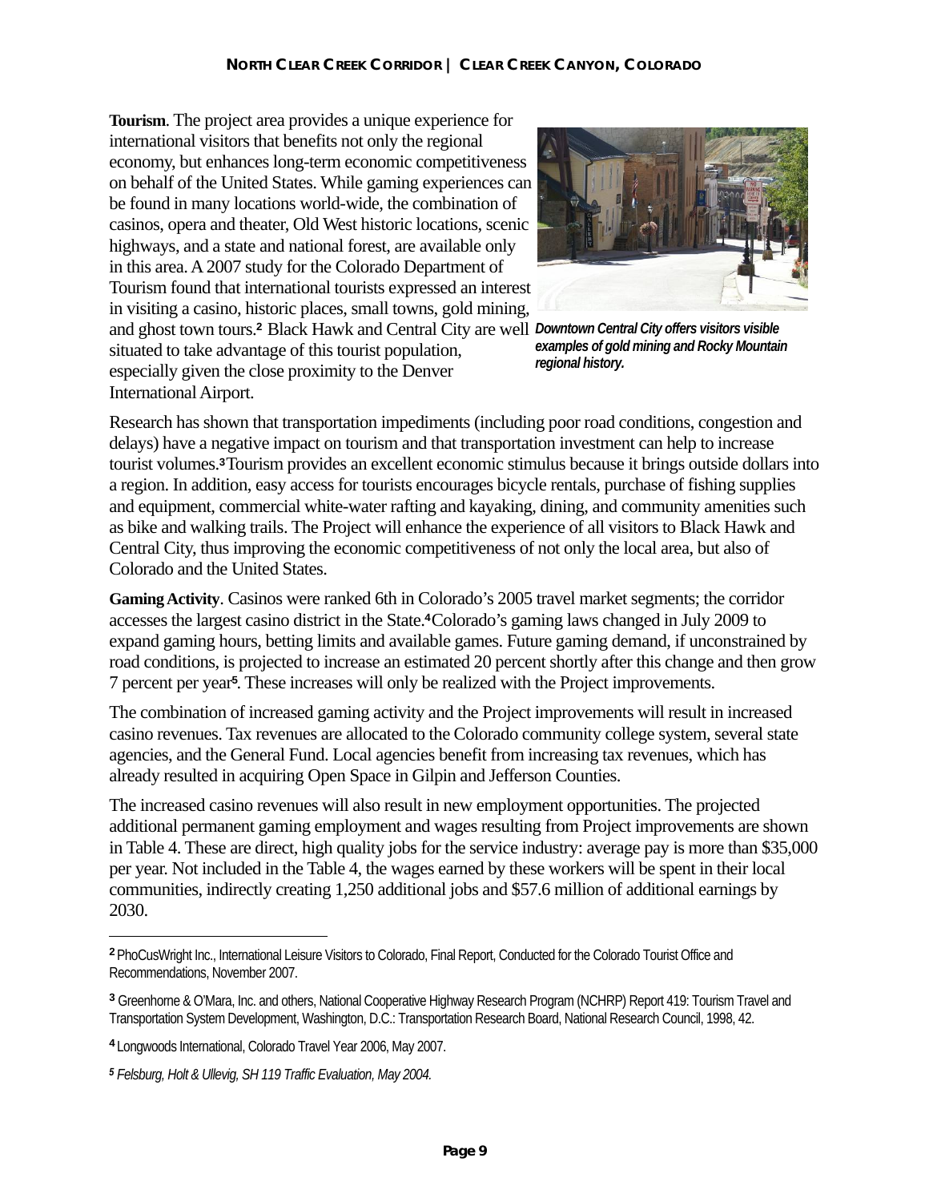**Tourism**. The project area provides a unique experience for international visitors that benefits not only the regional economy, but enhances long-term economic competitiveness on behalf of the United States. While gaming experiences can be found in many locations world-wide, the combination of casinos, opera and theater, Old West historic locations, scenic highways, and a state and national forest, are available only in this area. A 2007 study for the Colorado Department of Tourism found that international tourists expressed an interest in visiting a casino, historic places, small towns, gold mining, and ghost town tours.[2] Black Hawk and Central City are well situated to take advantage of this tourist population, especially given the close proximity to the Denver International Airport.

***Downtown Central City offers visitors visible examples of gold mining and Rocky Mountain regional history.***

Research has shown that transportation impediments (including poor road conditions, congestion and delays) have a negative impact on tourism and that transportation investment can help to increase tourist volumes.[3] Tourism provides an excellent economic stimulus because it brings outside dollars into a region. In addition, easy access for tourists encourages bicycle rentals, purchase of fishing supplies and equipment, commercial white-water rafting and kayaking, dining, and community amenities such as bike and walking trails. The Project will enhance the experience of all visitors to Black Hawk and Central City, thus improving the economic competitiveness of not only the local area, but also of Colorado and the United States.

**Gaming Activity**. Casinos were ranked 6th in Colorado's 2005 travel market segments; the corridor accesses the largest casino district in the State.[4] Colorado's gaming laws changed in July 2009 to expand gaming hours, betting limits and available games. Future gaming demand, if unconstrained by road conditions, is projected to increase an estimated 20 percent shortly after this change and then grow 7 percent per year[5]. These increases will only be realized with the Project improvements.

The combination of increased gaming activity and the Project improvements will result in increased casino revenues. Tax revenues are allocated to the Colorado community college system, several state agencies, and the General Fund. Local agencies benefit from increasing tax revenues, which has already resulted in acquiring Open Space in Gilpin and Jefferson Counties.

The increased casino revenues will also result in new employment opportunities. The projected additional permanent gaming employment and wages resulting from Project improvements are shown in Table 4. These are direct, high quality jobs for the service industry: average pay is more than $35,000 per year. Not included in the Table 4, the wages earned by these workers will be spent in their local communities, indirectly creating 1,250 additional jobs and $57.6 million of additional earnings by 2030.

---

[2] PhoCusWright Inc., International Leisure Visitors to Colorado, Final Report, Conducted for the Colorado Tourist Office and Recommendations, November 2007.

[3] Greenhorne & O'Mara, Inc. and others, National Cooperative Highway Research Program (NCHRP) Report 419: Tourism Travel and Transportation System Development, Washington, D.C.: Transportation Research Board, National Research Council, 1998, 42.

[4] Longwoods International, Colorado Travel Year 2006, May 2007.

[5] *Felsburg, Holt & Ullevig, SH 119 Traffic Evaluation, May 2004.*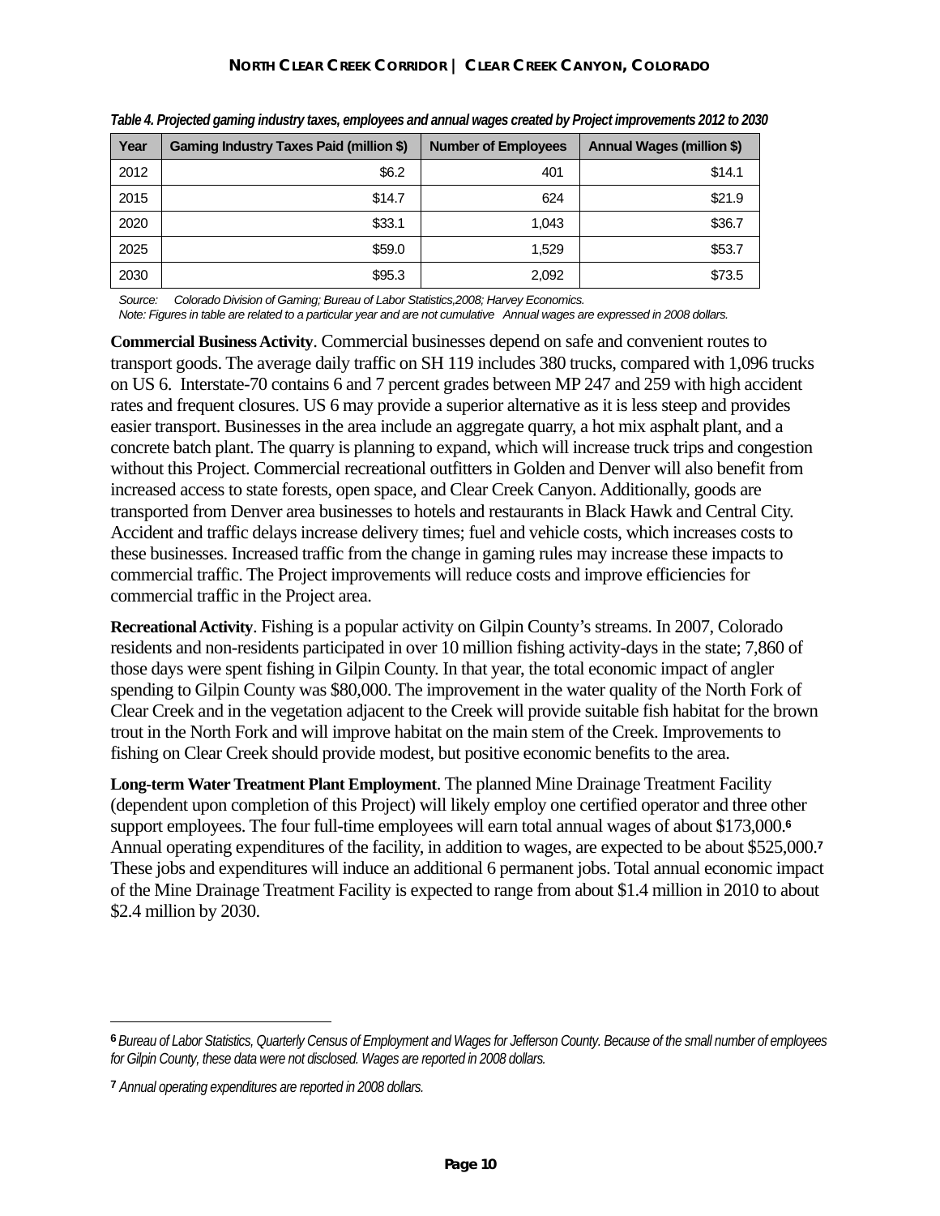*Table 4. Projected gaming industry taxes, employees and annual wages created by Project improvements 2012 to 2030*

| Year | Gaming Industry Taxes Paid (million $) | Number of Employees | Annual Wages (million $) |
|---|---|---|---|
| 2012 | $6.2 | 401 | $14.1 |
| 2015 | $14.7 | 624 | $21.9 |
| 2020 | $33.1 | 1,043 | $36.7 |
| 2025 | $59.0 | 1,529 | $53.7 |
| 2030 | $95.3 | 2,092 | $73.5 |

*Source: Colorado Division of Gaming; Bureau of Labor Statistics,2008; Harvey Economics.*
*Note: Figures in table are related to a particular year and are not cumulative Annual wages are expressed in 2008 dollars.*

**Commercial Business Activity**. Commercial businesses depend on safe and convenient routes to transport goods. The average daily traffic on SH 119 includes 380 trucks, compared with 1,096 trucks on US 6. Interstate-70 contains 6 and 7 percent grades between MP 247 and 259 with high accident rates and frequent closures. US 6 may provide a superior alternative as it is less steep and provides easier transport. Businesses in the area include an aggregate quarry, a hot mix asphalt plant, and a concrete batch plant. The quarry is planning to expand, which will increase truck trips and congestion without this Project. Commercial recreational outfitters in Golden and Denver will also benefit from increased access to state forests, open space, and Clear Creek Canyon. Additionally, goods are transported from Denver area businesses to hotels and restaurants in Black Hawk and Central City. Accident and traffic delays increase delivery times; fuel and vehicle costs, which increases costs to these businesses. Increased traffic from the change in gaming rules may increase these impacts to commercial traffic. The Project improvements will reduce costs and improve efficiencies for commercial traffic in the Project area.

**Recreational Activity**. Fishing is a popular activity on Gilpin County's streams. In 2007, Colorado residents and non-residents participated in over 10 million fishing activity-days in the state; 7,860 of those days were spent fishing in Gilpin County. In that year, the total economic impact of angler spending to Gilpin County was $80,000. The improvement in the water quality of the North Fork of Clear Creek and in the vegetation adjacent to the Creek will provide suitable fish habitat for the brown trout in the North Fork and will improve habitat on the main stem of the Creek. Improvements to fishing on Clear Creek should provide modest, but positive economic benefits to the area.

**Long-term Water Treatment Plant Employment**. The planned Mine Drainage Treatment Facility (dependent upon completion of this Project) will likely employ one certified operator and three other support employees. The four full-time employees will earn total annual wages of about $173,000.[6] Annual operating expenditures of the facility, in addition to wages, are expected to be about $525,000.[7] These jobs and expenditures will induce an additional 6 permanent jobs. Total annual economic impact of the Mine Drainage Treatment Facility is expected to range from about $1.4 million in 2010 to about $2.4 million by 2030.

---

[6] *Bureau of Labor Statistics, Quarterly Census of Employment and Wages for Jefferson County. Because of the small number of employees for Gilpin County, these data were not disclosed. Wages are reported in 2008 dollars.*

[7] *Annual operating expenditures are reported in 2008 dollars.*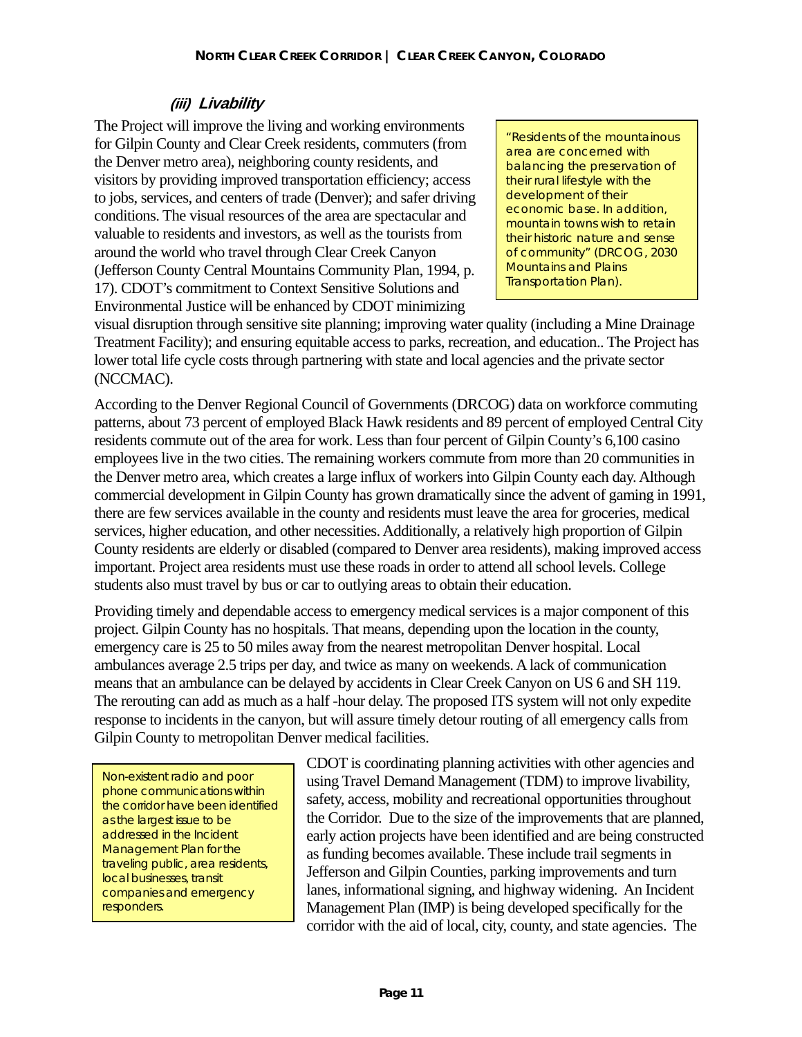### *(iii) Livability*

The Project will improve the living and working environments for Gilpin County and Clear Creek residents, commuters (from the Denver metro area), neighboring county residents, and visitors by providing improved transportation efficiency; access to jobs, services, and centers of trade (Denver); and safer driving conditions. The visual resources of the area are spectacular and valuable to residents and investors, as well as the tourists from around the world who travel through Clear Creek Canyon (Jefferson County Central Mountains Community Plan, 1994, p. 17). CDOT's commitment to Context Sensitive Solutions and Environmental Justice will be enhanced by CDOT minimizing visual disruption through sensitive site planning; improving water quality (including a Mine Drainage Treatment Facility); and ensuring equitable access to parks, recreation, and education.. The Project has lower total life cycle costs through partnering with state and local agencies and the private sector (NCCMAC).

> "Residents of the mountainous area are concerned with balancing the preservation of their rural lifestyle with the development of their economic base. In addition, mountain towns wish to retain their historic nature and sense of community" (DRCOG, 2030 Mountains and Plains Transportation Plan).

According to the Denver Regional Council of Governments (DRCOG) data on workforce commuting patterns, about 73 percent of employed Black Hawk residents and 89 percent of employed Central City residents commute out of the area for work. Less than four percent of Gilpin County's 6,100 casino employees live in the two cities. The remaining workers commute from more than 20 communities in the Denver metro area, which creates a large influx of workers into Gilpin County each day. Although commercial development in Gilpin County has grown dramatically since the advent of gaming in 1991, there are few services available in the county and residents must leave the area for groceries, medical services, higher education, and other necessities. Additionally, a relatively high proportion of Gilpin County residents are elderly or disabled (compared to Denver area residents), making improved access important. Project area residents must use these roads in order to attend all school levels. College students also must travel by bus or car to outlying areas to obtain their education.

Providing timely and dependable access to emergency medical services is a major component of this project. Gilpin County has no hospitals. That means, depending upon the location in the county, emergency care is 25 to 50 miles away from the nearest metropolitan Denver hospital. Local ambulances average 2.5 trips per day, and twice as many on weekends. A lack of communication means that an ambulance can be delayed by accidents in Clear Creek Canyon on US 6 and SH 119. The rerouting can add as much as a half -hour delay. The proposed ITS system will not only expedite response to incidents in the canyon, but will assure timely detour routing of all emergency calls from Gilpin County to metropolitan Denver medical facilities.

> Non-existent radio and poor phone communications within the corridor have been identified as the largest issue to be addressed in the Incident Management Plan for the traveling public, area residents, local businesses, transit companies and emergency responders.

CDOT is coordinating planning activities with other agencies and using Travel Demand Management (TDM) to improve livability, safety, access, mobility and recreational opportunities throughout the Corridor. Due to the size of the improvements that are planned, early action projects have been identified and are being constructed as funding becomes available. These include trail segments in Jefferson and Gilpin Counties, parking improvements and turn lanes, informational signing, and highway widening. An Incident Management Plan (IMP) is being developed specifically for the corridor with the aid of local, city, county, and state agencies. The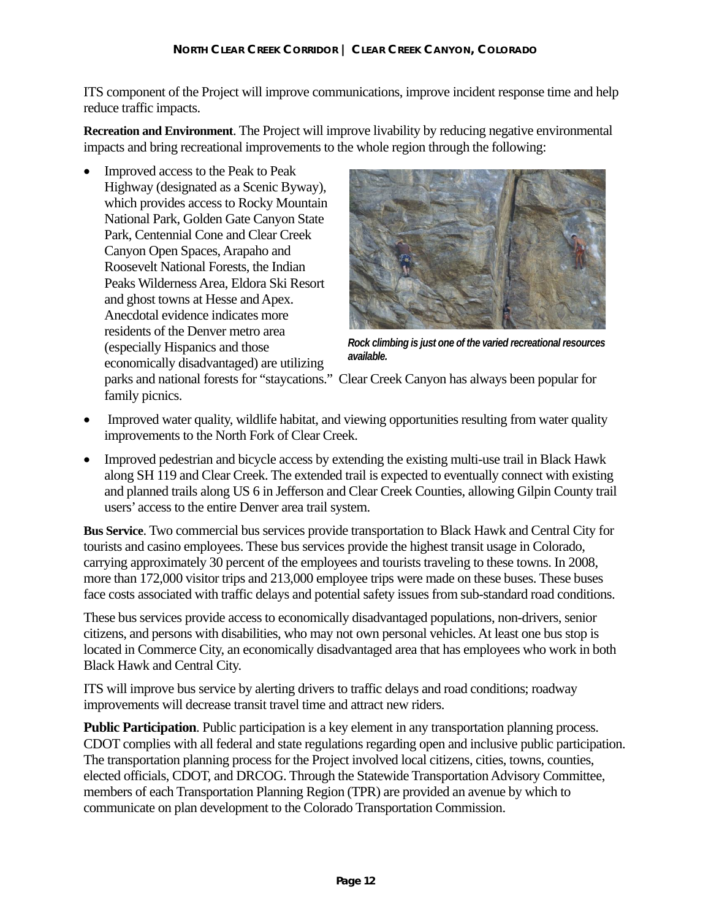ITS component of the Project will improve communications, improve incident response time and help reduce traffic impacts.

**Recreation and Environment**. The Project will improve livability by reducing negative environmental impacts and bring recreational improvements to the whole region through the following:

- Improved access to the Peak to Peak Highway (designated as a Scenic Byway), which provides access to Rocky Mountain National Park, Golden Gate Canyon State Park, Centennial Cone and Clear Creek Canyon Open Spaces, Arapaho and Roosevelt National Forests, the Indian Peaks Wilderness Area, Eldora Ski Resort and ghost towns at Hesse and Apex. Anecdotal evidence indicates more residents of the Denver metro area (especially Hispanics and those economically disadvantaged) are utilizing parks and national forests for "staycations." Clear Creek Canyon has always been popular for family picnics.

*Rock climbing is just one of the varied recreational resources available.*

- Improved water quality, wildlife habitat, and viewing opportunities resulting from water quality improvements to the North Fork of Clear Creek.
- Improved pedestrian and bicycle access by extending the existing multi-use trail in Black Hawk along SH 119 and Clear Creek. The extended trail is expected to eventually connect with existing and planned trails along US 6 in Jefferson and Clear Creek Counties, allowing Gilpin County trail users' access to the entire Denver area trail system.

**Bus Service**. Two commercial bus services provide transportation to Black Hawk and Central City for tourists and casino employees. These bus services provide the highest transit usage in Colorado, carrying approximately 30 percent of the employees and tourists traveling to these towns. In 2008, more than 172,000 visitor trips and 213,000 employee trips were made on these buses. These buses face costs associated with traffic delays and potential safety issues from sub-standard road conditions.

These bus services provide access to economically disadvantaged populations, non-drivers, senior citizens, and persons with disabilities, who may not own personal vehicles. At least one bus stop is located in Commerce City, an economically disadvantaged area that has employees who work in both Black Hawk and Central City.

ITS will improve bus service by alerting drivers to traffic delays and road conditions; roadway improvements will decrease transit travel time and attract new riders.

**Public Participation**. Public participation is a key element in any transportation planning process. CDOT complies with all federal and state regulations regarding open and inclusive public participation. The transportation planning process for the Project involved local citizens, cities, towns, counties, elected officials, CDOT, and DRCOG. Through the Statewide Transportation Advisory Committee, members of each Transportation Planning Region (TPR) are provided an avenue by which to communicate on plan development to the Colorado Transportation Commission.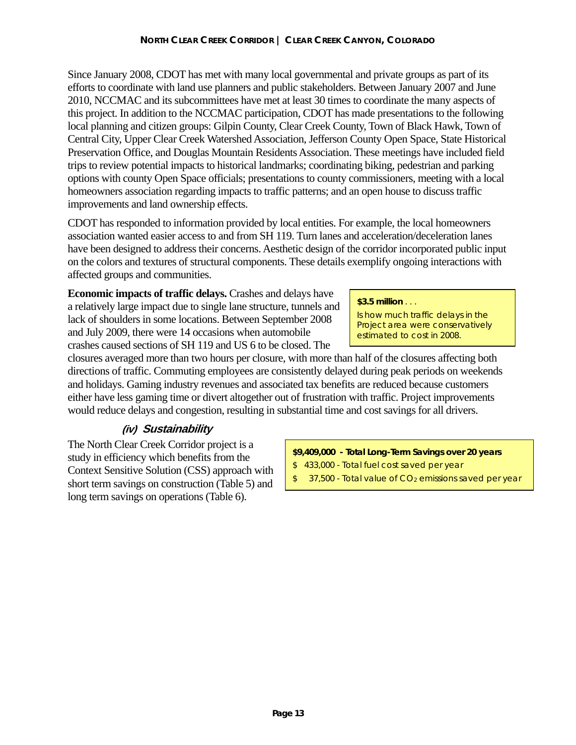Since January 2008, CDOT has met with many local governmental and private groups as part of its efforts to coordinate with land use planners and public stakeholders. Between January 2007 and June 2010, NCCMAC and its subcommittees have met at least 30 times to coordinate the many aspects of this project. In addition to the NCCMAC participation, CDOT has made presentations to the following local planning and citizen groups: Gilpin County, Clear Creek County, Town of Black Hawk, Town of Central City, Upper Clear Creek Watershed Association, Jefferson County Open Space, State Historical Preservation Office, and Douglas Mountain Residents Association. These meetings have included field trips to review potential impacts to historical landmarks; coordinating biking, pedestrian and parking options with county Open Space officials; presentations to county commissioners, meeting with a local homeowners association regarding impacts to traffic patterns; and an open house to discuss traffic improvements and land ownership effects.

CDOT has responded to information provided by local entities. For example, the local homeowners association wanted easier access to and from SH 119. Turn lanes and acceleration/deceleration lanes have been designed to address their concerns. Aesthetic design of the corridor incorporated public input on the colors and textures of structural components. These details exemplify ongoing interactions with affected groups and communities.

**Economic impacts of traffic delays.** Crashes and delays have a relatively large impact due to single lane structure, tunnels and lack of shoulders in some locations. Between September 2008 and July 2009, there were 14 occasions when automobile crashes caused sections of SH 119 and US 6 to be closed. The closures averaged more than two hours per closure, with more than half of the closures affecting both directions of traffic. Commuting employees are consistently delayed during peak periods on weekends and holidays. Gaming industry revenues and associated tax benefits are reduced because customers either have less gaming time or divert altogether out of frustration with traffic. Project improvements would reduce delays and congestion, resulting in substantial time and cost savings for all drivers.

**$3.5 million** . . .
*Is how much traffic delays in the Project area were conservatively estimated to cost in 2008.*

### *(iv) Sustainability*

The North Clear Creek Corridor project is a study in efficiency which benefits from the Context Sensitive Solution (CSS) approach with short term savings on construction (Table 5) and long term savings on operations (Table 6).

***$9,409,000 - Total Long-Term Savings over 20 years***
- *$ 433,000 - Total fuel cost saved per year*
- *$ 37,500 - Total value of $CO_2$ emissions saved per year*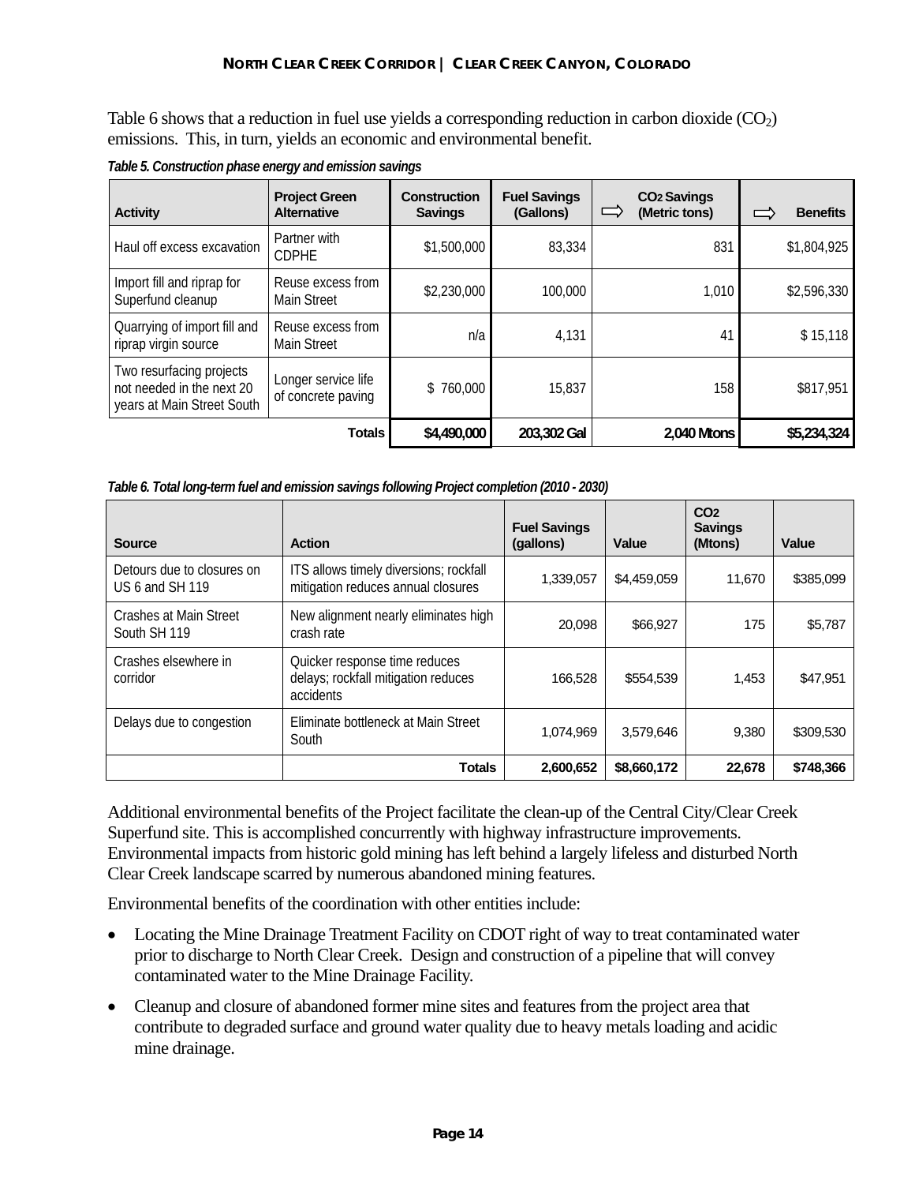Table 6 shows that a reduction in fuel use yields a corresponding reduction in carbon dioxide ($CO_2$) emissions. This, in turn, yields an economic and environmental benefit.

*Table 5. Construction phase energy and emission savings*

| Activity | Project Green Alternative | Construction Savings | Fuel Savings (Gallons) | ⇨ $CO_2$ Savings (Metric tons) | ⇨ Benefits |
|---|---|---|---|---|---|
| Haul off excess excavation | Partner with CDPHE | $1,500,000 | 83,334 | 831 | $1,804,925 |
| Import fill and riprap for Superfund cleanup | Reuse excess from Main Street | $2,230,000 | 100,000 | 1,010 | $2,596,330 |
| Quarrying of import fill and riprap virgin source | Reuse excess from Main Street | n/a | 4,131 | 41 | $ 15,118 |
| Two resurfacing projects not needed in the next 20 years at Main Street South | Longer service life of concrete paving | $ 760,000 | 15,837 | 158 | $817,951 |
| | **Totals** | **$4,490,000** | **203,302 Gal** | **2,040 Mtons** | **$5,234,324** |

*Table 6. Total long-term fuel and emission savings following Project completion (2010 - 2030)*

| Source | Action | Fuel Savings (gallons) | Value | $CO_2$ Savings (Mtons) | Value |
|---|---|---|---|---|---|
| Detours due to closures on US 6 and SH 119 | ITS allows timely diversions; rockfall mitigation reduces annual closures | 1,339,057 | $4,459,059 | 11,670 | $385,099 |
| Crashes at Main Street South SH 119 | New alignment nearly eliminates high crash rate | 20,098 | $66,927 | 175 | $5,787 |
| Crashes elsewhere in corridor | Quicker response time reduces delays; rockfall mitigation reduces accidents | 166,528 | $554,539 | 1,453 | $47,951 |
| Delays due to congestion | Eliminate bottleneck at Main Street South | 1,074,969 | 3,579,646 | 9,380 | $309,530 |
| | **Totals** | **2,600,652** | **$8,660,172** | **22,678** | **$748,366** |

Additional environmental benefits of the Project facilitate the clean-up of the Central City/Clear Creek Superfund site. This is accomplished concurrently with highway infrastructure improvements. Environmental impacts from historic gold mining has left behind a largely lifeless and disturbed North Clear Creek landscape scarred by numerous abandoned mining features.

Environmental benefits of the coordination with other entities include:

- Locating the Mine Drainage Treatment Facility on CDOT right of way to treat contaminated water prior to discharge to North Clear Creek. Design and construction of a pipeline that will convey contaminated water to the Mine Drainage Facility.
- Cleanup and closure of abandoned former mine sites and features from the project area that contribute to degraded surface and ground water quality due to heavy metals loading and acidic mine drainage.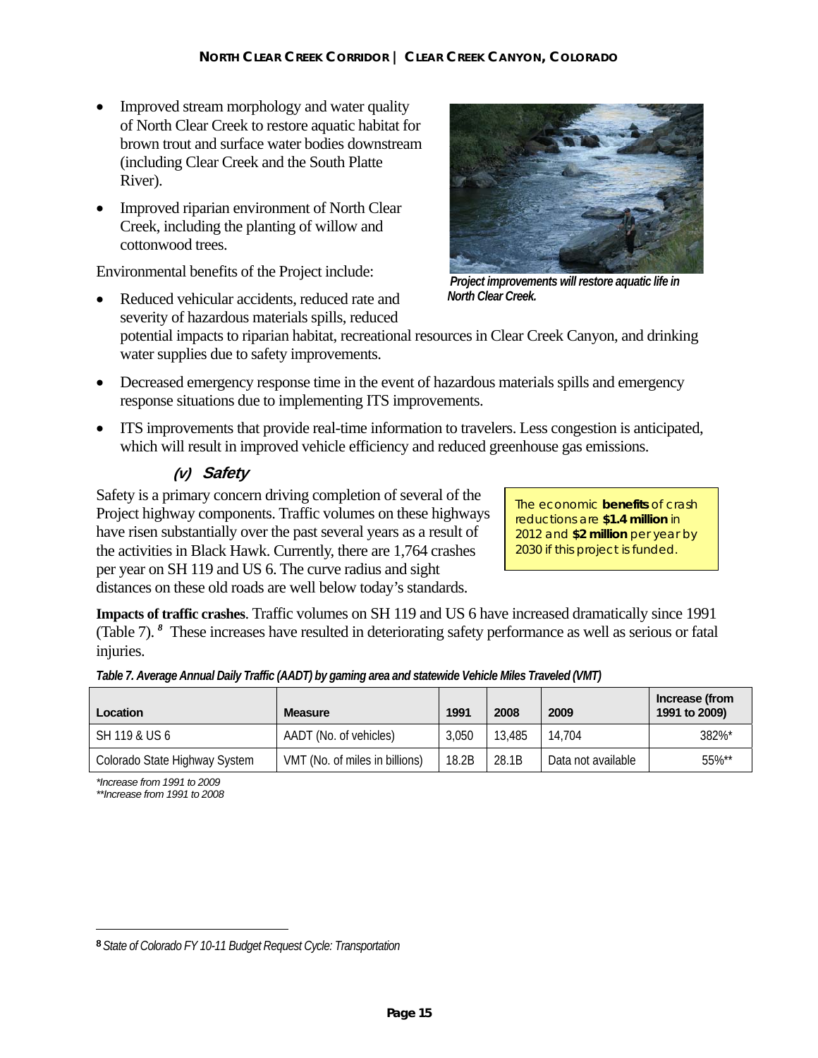- Improved stream morphology and water quality of North Clear Creek to restore aquatic habitat for brown trout and surface water bodies downstream (including Clear Creek and the South Platte River).
- Improved riparian environment of North Clear Creek, including the planting of willow and cottonwood trees.

*Project improvements will restore aquatic life in North Clear Creek.*

Environmental benefits of the Project include:

- Reduced vehicular accidents, reduced rate and severity of hazardous materials spills, reduced potential impacts to riparian habitat, recreational resources in Clear Creek Canyon, and drinking water supplies due to safety improvements.
- Decreased emergency response time in the event of hazardous materials spills and emergency response situations due to implementing ITS improvements.
- ITS improvements that provide real-time information to travelers. Less congestion is anticipated, which will result in improved vehicle efficiency and reduced greenhouse gas emissions.

### (v) Safety

Safety is a primary concern driving completion of several of the Project highway components. Traffic volumes on these highways have risen substantially over the past several years as a result of the activities in Black Hawk. Currently, there are 1,764 crashes per year on SH 119 and US 6. The curve radius and sight distances on these old roads are well below today's standards.

> The economic **benefits** of crash reductions are **$1.4 million** in 2012 and **$2 million** per year by 2030 if this project is funded.

**Impacts of traffic crashes**. Traffic volumes on SH 119 and US 6 have increased dramatically since 1991 (Table 7).[8] These increases have resulted in deteriorating safety performance as well as serious or fatal injuries.

*Table 7. Average Annual Daily Traffic (AADT) by gaming area and statewide Vehicle Miles Traveled (VMT)*

| Location | Measure | 1991 | 2008 | 2009 | Increase (from 1991 to 2009) |
|---|---|---|---|---|---|
| SH 119 & US 6 | AADT (No. of vehicles) | 3,050 | 13,485 | 14,704 | 382%* |
| Colorado State Highway System | VMT (No. of miles in billions) | 18.2B | 28.1B | Data not available | 55%** |

*\*Increase from 1991 to 2009*
*\*\*Increase from 1991 to 2008*

[8] *State of Colorado FY 10-11 Budget Request Cycle: Transportation*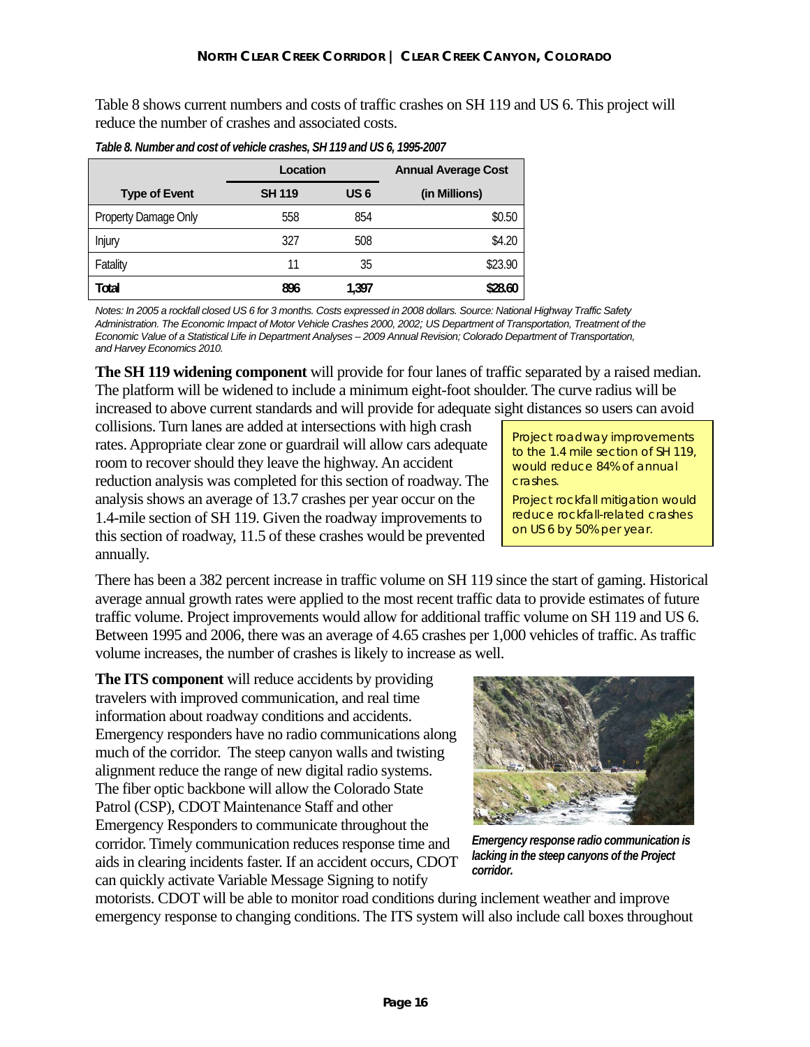Table 8 shows current numbers and costs of traffic crashes on SH 119 and US 6. This project will reduce the number of crashes and associated costs.

*Table 8. Number and cost of vehicle crashes, SH 119 and US 6, 1995-2007*

| | Location | | Annual Average Cost |
|---|---|---|---|
| **Type of Event** | **SH 119** | **US 6** | **(in Millions)** |
| Property Damage Only | 558 | 854 | $0.50 |
| Injury | 327 | 508 | $4.20 |
| Fatality | 11 | 35 | $23.90 |
| **Total** | **896** | **1,397** | **$28.60** |

*Notes: In 2005 a rockfall closed US 6 for 3 months. Costs expressed in 2008 dollars. Source: National Highway Traffic Safety Administration. The Economic Impact of Motor Vehicle Crashes 2000, 2002; US Department of Transportation, Treatment of the Economic Value of a Statistical Life in Department Analyses – 2009 Annual Revision; Colorado Department of Transportation, and Harvey Economics 2010.*

**The SH 119 widening component** will provide for four lanes of traffic separated by a raised median. The platform will be widened to include a minimum eight-foot shoulder. The curve radius will be increased to above current standards and will provide for adequate sight distances so users can avoid collisions. Turn lanes are added at intersections with high crash rates. Appropriate clear zone or guardrail will allow cars adequate room to recover should they leave the highway. An accident reduction analysis was completed for this section of roadway. The analysis shows an average of 13.7 crashes per year occur on the 1.4-mile section of SH 119. Given the roadway improvements to this section of roadway, 11.5 of these crashes would be prevented annually.

> Project roadway improvements to the 1.4 mile section of SH 119, would reduce 84% of annual crashes.
>
> Project rockfall mitigation would reduce rockfall-related crashes on US 6 by 50% per year.

There has been a 382 percent increase in traffic volume on SH 119 since the start of gaming. Historical average annual growth rates were applied to the most recent traffic data to provide estimates of future traffic volume. Project improvements would allow for additional traffic volume on SH 119 and US 6. Between 1995 and 2006, there was an average of 4.65 crashes per 1,000 vehicles of traffic. As traffic volume increases, the number of crashes is likely to increase as well.

**The ITS component** will reduce accidents by providing travelers with improved communication, and real time information about roadway conditions and accidents. Emergency responders have no radio communications along much of the corridor. The steep canyon walls and twisting alignment reduce the range of new digital radio systems. The fiber optic backbone will allow the Colorado State Patrol (CSP), CDOT Maintenance Staff and other Emergency Responders to communicate throughout the corridor. Timely communication reduces response time and aids in clearing incidents faster. If an accident occurs, CDOT can quickly activate Variable Message Signing to notify motorists. CDOT will be able to monitor road conditions during inclement weather and improve emergency response to changing conditions. The ITS system will also include call boxes throughout

*Emergency response radio communication is lacking in the steep canyons of the Project corridor.*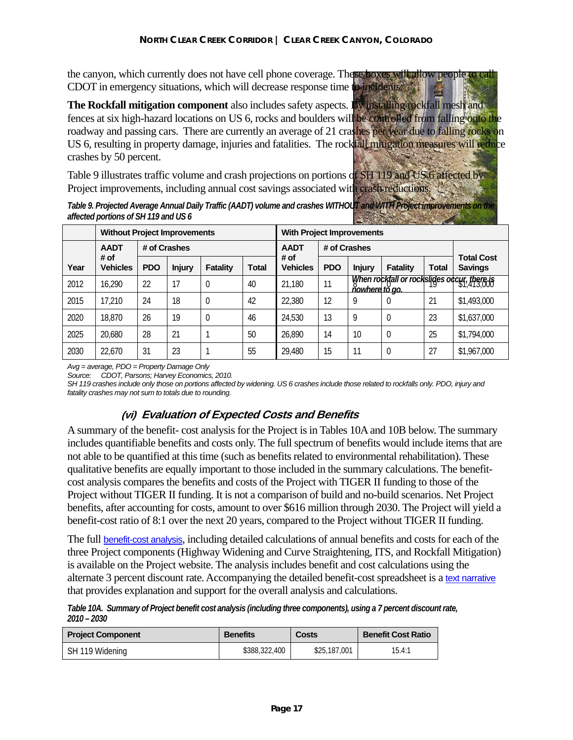the canyon, which currently does not have cell phone coverage. These boxes will allow people to call CDOT in emergency situations, which will decrease response time to incidents.

**The Rockfall mitigation component** also includes safety aspects. By installing rockfall mesh and fences at six high-hazard locations on US 6, rocks and boulders will be controlled from falling onto the roadway and passing cars. There are currently an average of 21 crashes per year due to falling rocks on US 6, resulting in property damage, injuries and fatalities. The rockfall mitigation measures will reduce crashes by 50 percent.

Table 9 illustrates traffic volume and crash projections on portions of SH 119 and US 6 affected by Project improvements, including annual cost savings associated with crash reductions.

*When rockfall or rockslides occur, there is nowhere to go.*

***Table 9. Projected Average Annual Daily Traffic (AADT) volume and crashes WITHOUT and WITH Project improvements on the affected portions of SH 119 and US 6***

| | Without Project Improvements | | | | | With Project Improvements | | | | | |
|---|---|---|---|---|---|---|---|---|---|---|---|
| | AADT | # of Crashes | | | | AADT | # of Crashes | | | | |
| Year | # of Vehicles | PDO | Injury | Fatality | Total | # of Vehicles | PDO | Injury | Fatality | Total | Total Cost Savings |
| 2012 | 16,290 | 22 | 17 | 0 | 40 | 21,180 | 11 | 8 | 0 | 19 | $1,413,000 |
| 2015 | 17,210 | 24 | 18 | 0 | 42 | 22,380 | 12 | 9 | 0 | 21 | $1,493,000 |
| 2020 | 18,870 | 26 | 19 | 0 | 46 | 24,530 | 13 | 9 | 0 | 23 | $1,637,000 |
| 2025 | 20,680 | 28 | 21 | 1 | 50 | 26,890 | 14 | 10 | 0 | 25 | $1,794,000 |
| 2030 | 22,670 | 31 | 23 | 1 | 55 | 29,480 | 15 | 11 | 0 | 27 | $1,967,000 |

*Avg = average, PDO = Property Damage Only*

*Source: CDOT, Parsons; Harvey Economics, 2010.*

*SH 119 crashes include only those on portions affected by widening. US 6 crashes include those related to rockfalls only. PDO, injury and fatality crashes may not sum to totals due to rounding.*

### *(vi) Evaluation of Expected Costs and Benefits*

A summary of the benefit- cost analysis for the Project is in Tables 10A and 10B below. The summary includes quantifiable benefits and costs only. The full spectrum of benefits would include items that are not able to be quantified at this time (such as benefits related to environmental rehabilitation). These qualitative benefits are equally important to those included in the summary calculations. The benefit-cost analysis compares the benefits and costs of the Project with TIGER II funding to those of the Project without TIGER II funding. It is not a comparison of build and no-build scenarios. Net Project benefits, after accounting for costs, amount to over $616 million through 2030. The Project will yield a benefit-cost ratio of 8:1 over the next 20 years, compared to the Project without TIGER II funding.

The full benefit-cost analysis, including detailed calculations of annual benefits and costs for each of the three Project components (Highway Widening and Curve Straightening, ITS, and Rockfall Mitigation) is available on the Project website. The analysis includes benefit and cost calculations using the alternate 3 percent discount rate. Accompanying the detailed benefit-cost spreadsheet is a text narrative that provides explanation and support for the overall analysis and calculations.

***Table 10A. Summary of Project benefit cost analysis (including three components), using a 7 percent discount rate, 2010 – 2030***

| Project Component | Benefits | Costs | Benefit Cost Ratio |
|---|---|---|---|
| SH 119 Widening | $388,322,400 | $25,187,001 | 15.4:1 |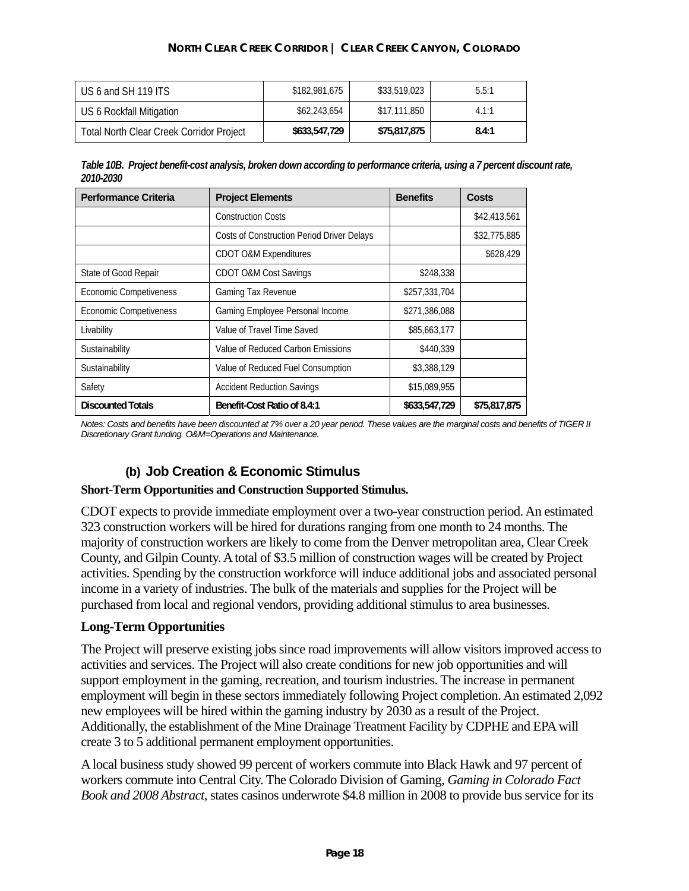| US 6 and SH 119 ITS | $182,981,675 | $33,519,023 | 5.5:1 |
|---|---|---|---|
| US 6 Rockfall Mitigation | $62,243,654 | $17,111,850 | 4.1:1 |
| Total North Clear Creek Corridor Project | **$633,547,729** | **$75,817,875** | **8.4:1** |

***Table 10B. Project benefit-cost analysis, broken down according to performance criteria, using a 7 percent discount rate, 2010-2030***

| Performance Criteria | Project Elements | Benefits | Costs |
|---|---|---|---|
| | Construction Costs | | $42,413,561 |
| | Costs of Construction Period Driver Delays | | $32,775,885 |
| | CDOT O&M Expenditures | | $628,429 |
| State of Good Repair | CDOT O&M Cost Savings | $248,338 | |
| Economic Competiveness | Gaming Tax Revenue | $257,331,704 | |
| Economic Competiveness | Gaming Employee Personal Income | $271,386,088 | |
| Livability | Value of Travel Time Saved | $85,663,177 | |
| Sustainability | Value of Reduced Carbon Emissions | $440,339 | |
| Sustainability | Value of Reduced Fuel Consumption | $3,388,129 | |
| Safety | Accident Reduction Savings | $15,089,955 | |
| **Discounted Totals** | **Benefit-Cost Ratio of 8.4:1** | **$633,547,729** | **$75,817,875** |

*Notes: Costs and benefits have been discounted at 7% over a 20 year period. These values are the marginal costs and benefits of TIGER II Discretionary Grant funding. O&M=Operations and Maintenance.*

### (b) Job Creation & Economic Stimulus

**Short-Term Opportunities and Construction Supported Stimulus.**

CDOT expects to provide immediate employment over a two-year construction period. An estimated 323 construction workers will be hired for durations ranging from one month to 24 months. The majority of construction workers are likely to come from the Denver metropolitan area, Clear Creek County, and Gilpin County. A total of $3.5 million of construction wages will be created by Project activities. Spending by the construction workforce will induce additional jobs and associated personal income in a variety of industries. The bulk of the materials and supplies for the Project will be purchased from local and regional vendors, providing additional stimulus to area businesses.

**Long-Term Opportunities**

The Project will preserve existing jobs since road improvements will allow visitors improved access to activities and services. The Project will also create conditions for new job opportunities and will support employment in the gaming, recreation, and tourism industries. The increase in permanent employment will begin in these sectors immediately following Project completion. An estimated 2,092 new employees will be hired within the gaming industry by 2030 as a result of the Project. Additionally, the establishment of the Mine Drainage Treatment Facility by CDPHE and EPA will create 3 to 5 additional permanent employment opportunities.

A local business study showed 99 percent of workers commute into Black Hawk and 97 percent of workers commute into Central City. The Colorado Division of Gaming, *Gaming in Colorado Fact Book and 2008 Abstract,* states casinos underwrote $4.8 million in 2008 to provide bus service for its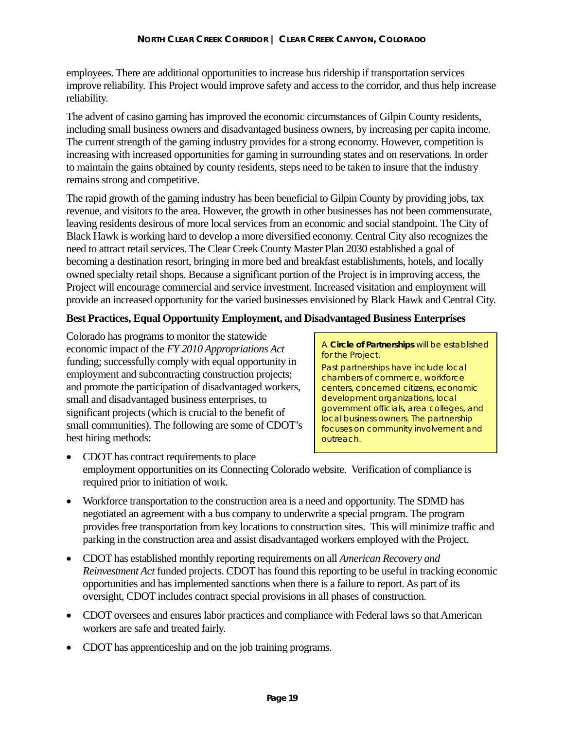employees. There are additional opportunities to increase bus ridership if transportation services improve reliability. This Project would improve safety and access to the corridor, and thus help increase reliability.

The advent of casino gaming has improved the economic circumstances of Gilpin County residents, including small business owners and disadvantaged business owners, by increasing per capita income. The current strength of the gaming industry provides for a strong economy. However, competition is increasing with increased opportunities for gaming in surrounding states and on reservations. In order to maintain the gains obtained by county residents, steps need to be taken to insure that the industry remains strong and competitive.

The rapid growth of the gaming industry has been beneficial to Gilpin County by providing jobs, tax revenue, and visitors to the area. However, the growth in other businesses has not been commensurate, leaving residents desirous of more local services from an economic and social standpoint. The City of Black Hawk is working hard to develop a more diversified economy. Central City also recognizes the need to attract retail services. The Clear Creek County Master Plan 2030 established a goal of becoming a destination resort, bringing in more bed and breakfast establishments, hotels, and locally owned specialty retail shops. Because a significant portion of the Project is in improving access, the Project will encourage commercial and service investment. Increased visitation and employment will provide an increased opportunity for the varied businesses envisioned by Black Hawk and Central City.

**Best Practices, Equal Opportunity Employment, and Disadvantaged Business Enterprises**

Colorado has programs to monitor the statewide economic impact of the *FY 2010 Appropriations Act* funding; successfully comply with equal opportunity in employment and subcontracting construction projects; and promote the participation of disadvantaged workers, small and disadvantaged business enterprises, to significant projects (which is crucial to the benefit of small communities). The following are some of CDOT's best hiring methods:

> A **Circle of Partnerships** will be established for the Project.
>
> Past partnerships have include local chambers of commerce, workforce centers, concerned citizens, economic development organizations, local government officials, area colleges, and local business owners. The partnership focuses on community involvement and outreach.

- CDOT has contract requirements to place employment opportunities on its Connecting Colorado website. Verification of compliance is required prior to initiation of work.
- Workforce transportation to the construction area is a need and opportunity. The SDMD has negotiated an agreement with a bus company to underwrite a special program. The program provides free transportation from key locations to construction sites. This will minimize traffic and parking in the construction area and assist disadvantaged workers employed with the Project.
- CDOT has established monthly reporting requirements on all *American Recovery and Reinvestment Act* funded projects. CDOT has found this reporting to be useful in tracking economic opportunities and has implemented sanctions when there is a failure to report. As part of its oversight, CDOT includes contract special provisions in all phases of construction.
- CDOT oversees and ensures labor practices and compliance with Federal laws so that American workers are safe and treated fairly.
- CDOT has apprenticeship and on the job training programs.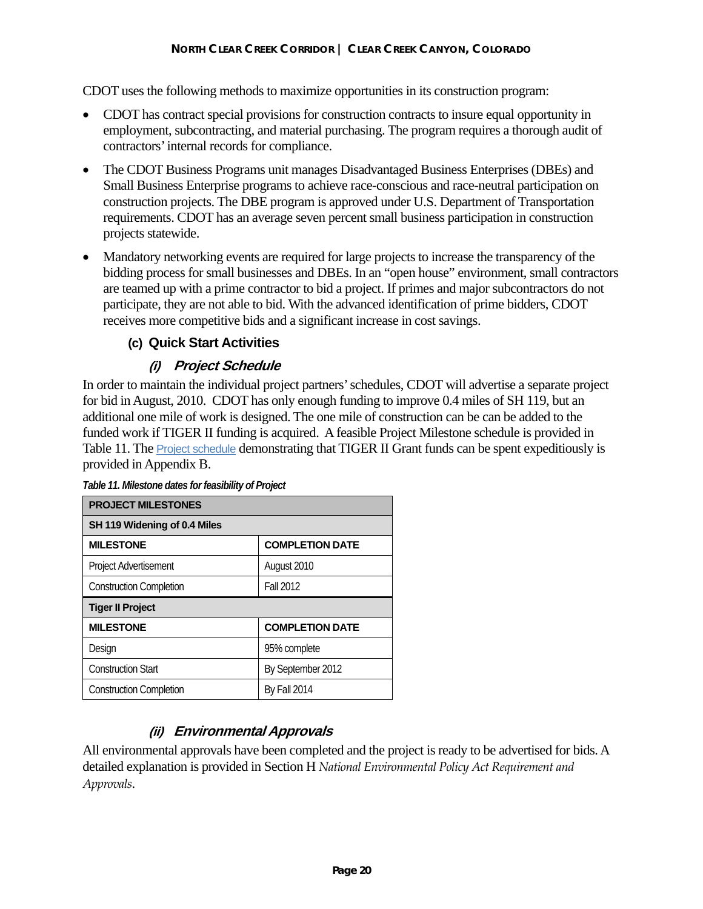CDOT uses the following methods to maximize opportunities in its construction program:

- CDOT has contract special provisions for construction contracts to insure equal opportunity in employment, subcontracting, and material purchasing. The program requires a thorough audit of contractors' internal records for compliance.
- The CDOT Business Programs unit manages Disadvantaged Business Enterprises (DBEs) and Small Business Enterprise programs to achieve race-conscious and race-neutral participation on construction projects. The DBE program is approved under U.S. Department of Transportation requirements. CDOT has an average seven percent small business participation in construction projects statewide.
- Mandatory networking events are required for large projects to increase the transparency of the bidding process for small businesses and DBEs. In an "open house" environment, small contractors are teamed up with a prime contractor to bid a project. If primes and major subcontractors do not participate, they are not able to bid. With the advanced identification of prime bidders, CDOT receives more competitive bids and a significant increase in cost savings.

### (c) Quick Start Activities

#### *(i) Project Schedule*

In order to maintain the individual project partners' schedules, CDOT will advertise a separate project for bid in August, 2010. CDOT has only enough funding to improve 0.4 miles of SH 119, but an additional one mile of work is designed. The one mile of construction can be can be added to the funded work if TIGER II funding is acquired. A feasible Project Milestone schedule is provided in Table 11. The Project schedule demonstrating that TIGER II Grant funds can be spent expeditiously is provided in Appendix B.

*Table 11. Milestone dates for feasibility of Project*

| PROJECT MILESTONES | |
|---|---|
| **SH 119 Widening of 0.4 Miles** | |
| **MILESTONE** | **COMPLETION DATE** |
| Project Advertisement | August 2010 |
| Construction Completion | Fall 2012 |
| **Tiger II Project** | |
| **MILESTONE** | **COMPLETION DATE** |
| Design | 95% complete |
| Construction Start | By September 2012 |
| Construction Completion | By Fall 2014 |

#### *(ii) Environmental Approvals*

All environmental approvals have been completed and the project is ready to be advertised for bids. A detailed explanation is provided in Section H *National Environmental Policy Act Requirement and Approvals*.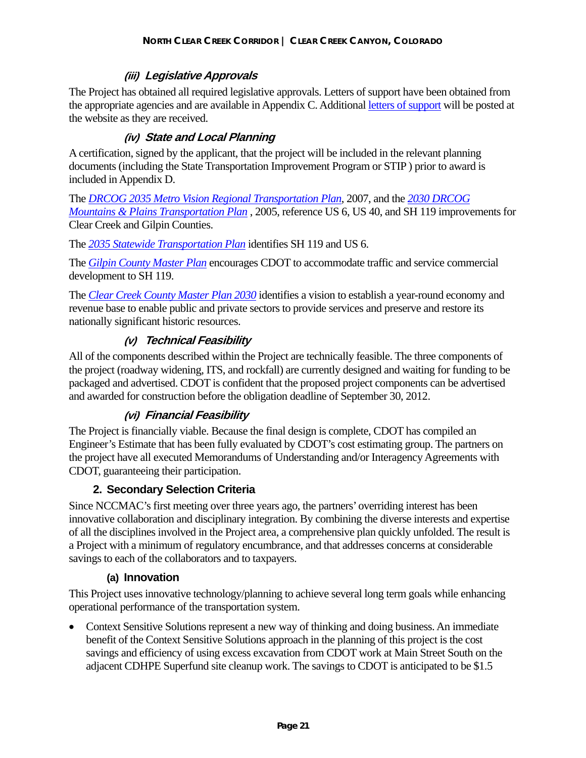#### *(iii) Legislative Approvals*

The Project has obtained all required legislative approvals. Letters of support have been obtained from the appropriate agencies and are available in Appendix C. Additional letters of support will be posted at the website as they are received.

#### *(iv) State and Local Planning*

A certification, signed by the applicant, that the project will be included in the relevant planning documents (including the State Transportation Improvement Program or STIP ) prior to award is included in Appendix D.

The *DRCOG 2035 Metro Vision Regional Transportation Plan*, 2007, and the *2030 DRCOG Mountains & Plains Transportation Plan* , 2005, reference US 6, US 40, and SH 119 improvements for Clear Creek and Gilpin Counties.

The *2035 Statewide Transportation Plan* identifies SH 119 and US 6.

The *Gilpin County Master Plan* encourages CDOT to accommodate traffic and service commercial development to SH 119.

The *Clear Creek County Master Plan 2030* identifies a vision to establish a year-round economy and revenue base to enable public and private sectors to provide services and preserve and restore its nationally significant historic resources.

#### *(v) Technical Feasibility*

All of the components described within the Project are technically feasible. The three components of the project (roadway widening, ITS, and rockfall) are currently designed and waiting for funding to be packaged and advertised. CDOT is confident that the proposed project components can be advertised and awarded for construction before the obligation deadline of September 30, 2012.

#### *(vi) Financial Feasibility*

The Project is financially viable. Because the final design is complete, CDOT has compiled an Engineer's Estimate that has been fully evaluated by CDOT's cost estimating group. The partners on the project have all executed Memorandums of Understanding and/or Interagency Agreements with CDOT, guaranteeing their participation.

### 2. Secondary Selection Criteria

Since NCCMAC's first meeting over three years ago, the partners' overriding interest has been innovative collaboration and disciplinary integration. By combining the diverse interests and expertise of all the disciplines involved in the Project area, a comprehensive plan quickly unfolded. The result is a Project with a minimum of regulatory encumbrance, and that addresses concerns at considerable savings to each of the collaborators and to taxpayers.

#### (a) Innovation

This Project uses innovative technology/planning to achieve several long term goals while enhancing operational performance of the transportation system.

- Context Sensitive Solutions represent a new way of thinking and doing business. An immediate benefit of the Context Sensitive Solutions approach in the planning of this project is the cost savings and efficiency of using excess excavation from CDOT work at Main Street South on the adjacent CDHPE Superfund site cleanup work. The savings to CDOT is anticipated to be $1.5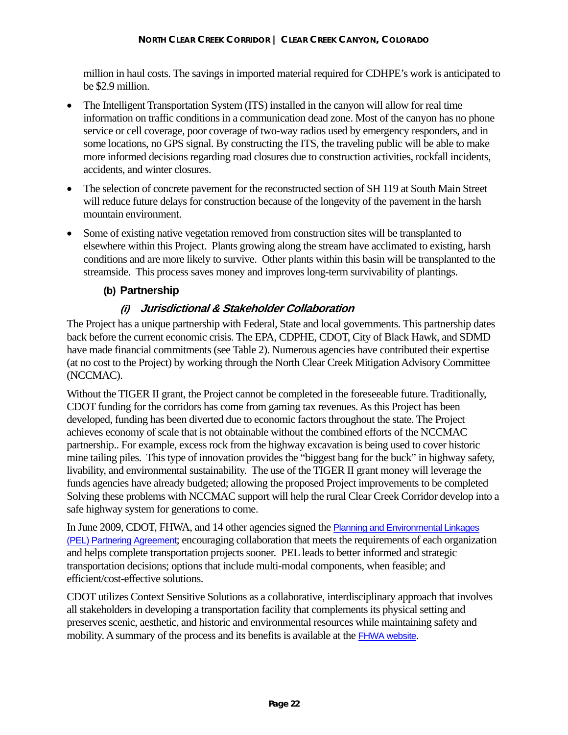million in haul costs. The savings in imported material required for CDHPE's work is anticipated to be $2.9 million.

- The Intelligent Transportation System (ITS) installed in the canyon will allow for real time information on traffic conditions in a communication dead zone. Most of the canyon has no phone service or cell coverage, poor coverage of two-way radios used by emergency responders, and in some locations, no GPS signal. By constructing the ITS, the traveling public will be able to make more informed decisions regarding road closures due to construction activities, rockfall incidents, accidents, and winter closures.
- The selection of concrete pavement for the reconstructed section of SH 119 at South Main Street will reduce future delays for construction because of the longevity of the pavement in the harsh mountain environment.
- Some of existing native vegetation removed from construction sites will be transplanted to elsewhere within this Project. Plants growing along the stream have acclimated to existing, harsh conditions and are more likely to survive. Other plants within this basin will be transplanted to the streamside. This process saves money and improves long-term survivability of plantings.

### (b) Partnership

#### *(i) Jurisdictional & Stakeholder Collaboration*

The Project has a unique partnership with Federal, State and local governments. This partnership dates back before the current economic crisis. The EPA, CDPHE, CDOT, City of Black Hawk, and SDMD have made financial commitments (see Table 2). Numerous agencies have contributed their expertise (at no cost to the Project) by working through the North Clear Creek Mitigation Advisory Committee (NCCMAC).

Without the TIGER II grant, the Project cannot be completed in the foreseeable future. Traditionally, CDOT funding for the corridors has come from gaming tax revenues. As this Project has been developed, funding has been diverted due to economic factors throughout the state. The Project achieves economy of scale that is not obtainable without the combined efforts of the NCCMAC partnership.. For example, excess rock from the highway excavation is being used to cover historic mine tailing piles. This type of innovation provides the "biggest bang for the buck" in highway safety, livability, and environmental sustainability. The use of the TIGER II grant money will leverage the funds agencies have already budgeted; allowing the proposed Project improvements to be completed Solving these problems with NCCMAC support will help the rural Clear Creek Corridor develop into a safe highway system for generations to come.

In June 2009, CDOT, FHWA, and 14 other agencies signed the Planning and Environmental Linkages (PEL) Partnering Agreement; encouraging collaboration that meets the requirements of each organization and helps complete transportation projects sooner. PEL leads to better informed and strategic transportation decisions; options that include multi-modal components, when feasible; and efficient/cost-effective solutions.

CDOT utilizes Context Sensitive Solutions as a collaborative, interdisciplinary approach that involves all stakeholders in developing a transportation facility that complements its physical setting and preserves scenic, aesthetic, and historic and environmental resources while maintaining safety and mobility. A summary of the process and its benefits is available at the FHWA website.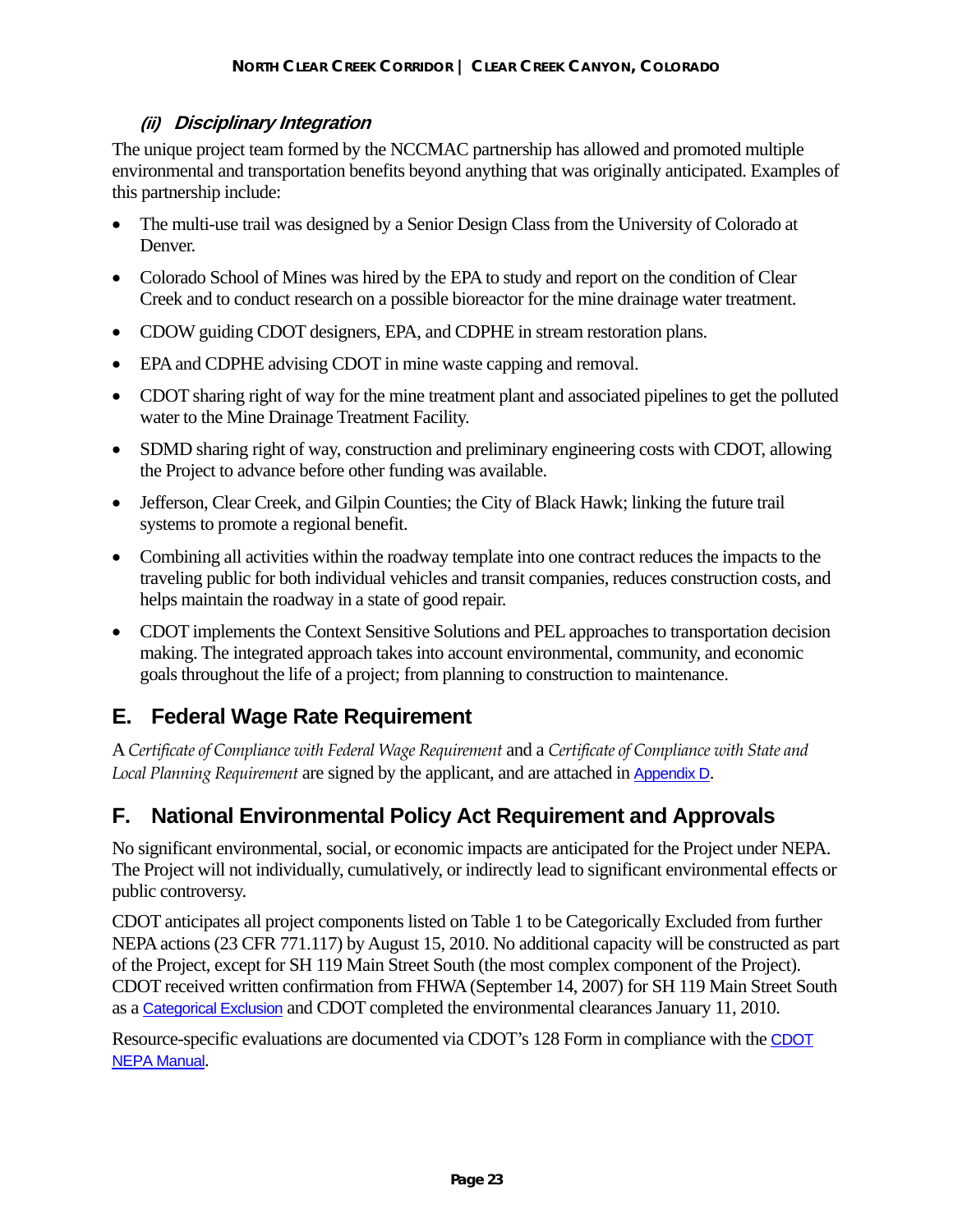### *(ii) Disciplinary Integration*

The unique project team formed by the NCCMAC partnership has allowed and promoted multiple environmental and transportation benefits beyond anything that was originally anticipated. Examples of this partnership include:

- The multi-use trail was designed by a Senior Design Class from the University of Colorado at Denver.
- Colorado School of Mines was hired by the EPA to study and report on the condition of Clear Creek and to conduct research on a possible bioreactor for the mine drainage water treatment.
- CDOW guiding CDOT designers, EPA, and CDPHE in stream restoration plans.
- EPA and CDPHE advising CDOT in mine waste capping and removal.
- CDOT sharing right of way for the mine treatment plant and associated pipelines to get the polluted water to the Mine Drainage Treatment Facility.
- SDMD sharing right of way, construction and preliminary engineering costs with CDOT, allowing the Project to advance before other funding was available.
- Jefferson, Clear Creek, and Gilpin Counties; the City of Black Hawk; linking the future trail systems to promote a regional benefit.
- Combining all activities within the roadway template into one contract reduces the impacts to the traveling public for both individual vehicles and transit companies, reduces construction costs, and helps maintain the roadway in a state of good repair.
- CDOT implements the Context Sensitive Solutions and PEL approaches to transportation decision making. The integrated approach takes into account environmental, community, and economic goals throughout the life of a project; from planning to construction to maintenance.

## E. Federal Wage Rate Requirement

A *Certificate of Compliance with Federal Wage Requirement* and a *Certificate of Compliance with State and Local Planning Requirement* are signed by the applicant, and are attached in Appendix D.

## F. National Environmental Policy Act Requirement and Approvals

No significant environmental, social, or economic impacts are anticipated for the Project under NEPA. The Project will not individually, cumulatively, or indirectly lead to significant environmental effects or public controversy.

CDOT anticipates all project components listed on Table 1 to be Categorically Excluded from further NEPA actions (23 CFR 771.117) by August 15, 2010. No additional capacity will be constructed as part of the Project, except for SH 119 Main Street South (the most complex component of the Project). CDOT received written confirmation from FHWA (September 14, 2007) for SH 119 Main Street South as a Categorical Exclusion and CDOT completed the environmental clearances January 11, 2010.

Resource-specific evaluations are documented via CDOT's 128 Form in compliance with the CDOT NEPA Manual.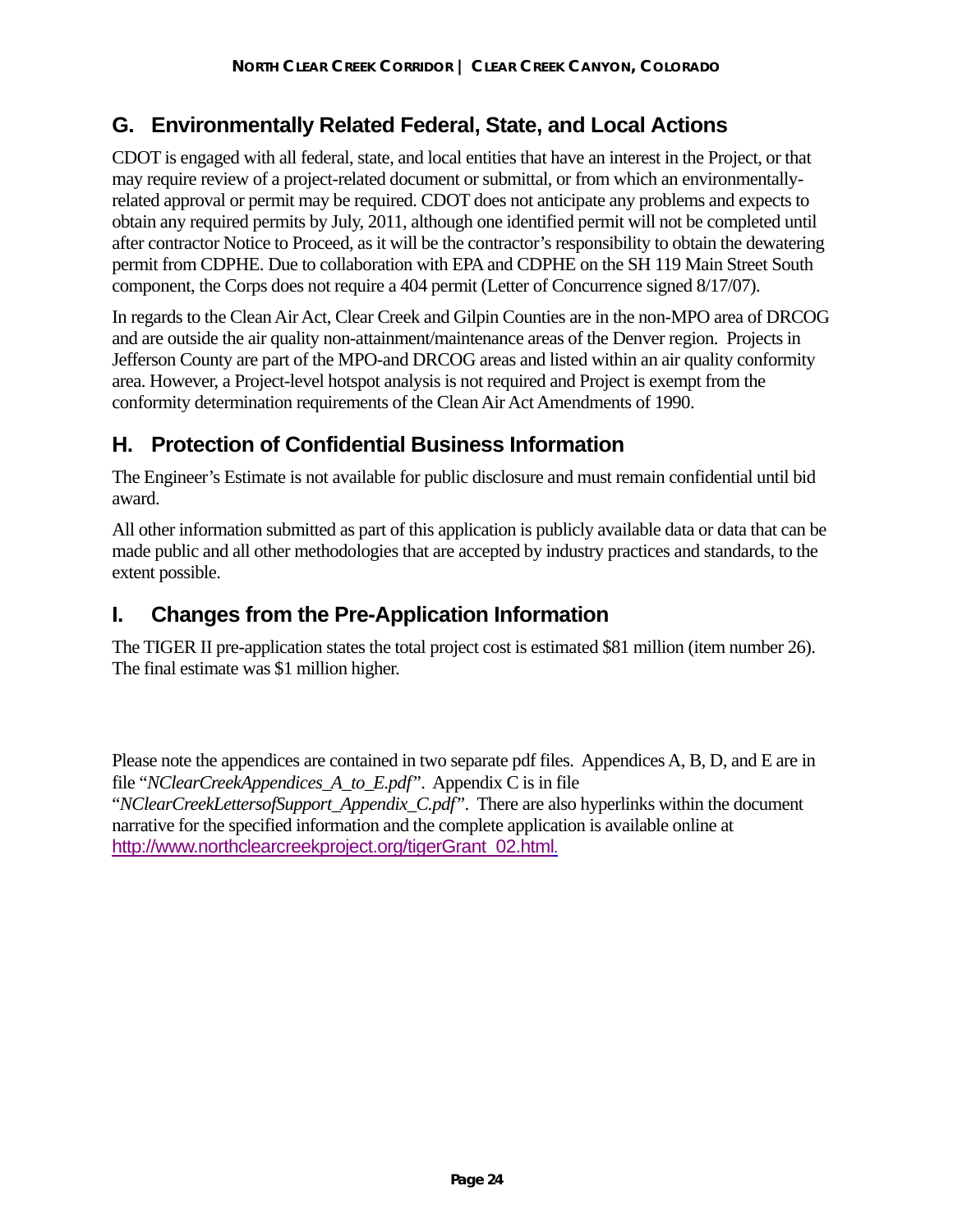## G. Environmentally Related Federal, State, and Local Actions

CDOT is engaged with all federal, state, and local entities that have an interest in the Project, or that may require review of a project-related document or submittal, or from which an environmentally-related approval or permit may be required. CDOT does not anticipate any problems and expects to obtain any required permits by July, 2011, although one identified permit will not be completed until after contractor Notice to Proceed, as it will be the contractor's responsibility to obtain the dewatering permit from CDPHE. Due to collaboration with EPA and CDPHE on the SH 119 Main Street South component, the Corps does not require a 404 permit (Letter of Concurrence signed 8/17/07).

In regards to the Clean Air Act, Clear Creek and Gilpin Counties are in the non-MPO area of DRCOG and are outside the air quality non-attainment/maintenance areas of the Denver region. Projects in Jefferson County are part of the MPO-and DRCOG areas and listed within an air quality conformity area. However, a Project-level hotspot analysis is not required and Project is exempt from the conformity determination requirements of the Clean Air Act Amendments of 1990.

## H. Protection of Confidential Business Information

The Engineer's Estimate is not available for public disclosure and must remain confidential until bid award.

All other information submitted as part of this application is publicly available data or data that can be made public and all other methodologies that are accepted by industry practices and standards, to the extent possible.

## I. Changes from the Pre-Application Information

The TIGER II pre-application states the total project cost is estimated \$81 million (item number 26). The final estimate was \$1 million higher.

Please note the appendices are contained in two separate pdf files. Appendices A, B, D, and E are in file "*NClearCreekAppendices_A_to_E.pdf*". Appendix C is in file "*NClearCreekLettersofSupport_Appendix_C.pdf*". There are also hyperlinks within the document narrative for the specified information and the complete application is available online at http://www.northclearcreekproject.org/tigerGrant_02.html.